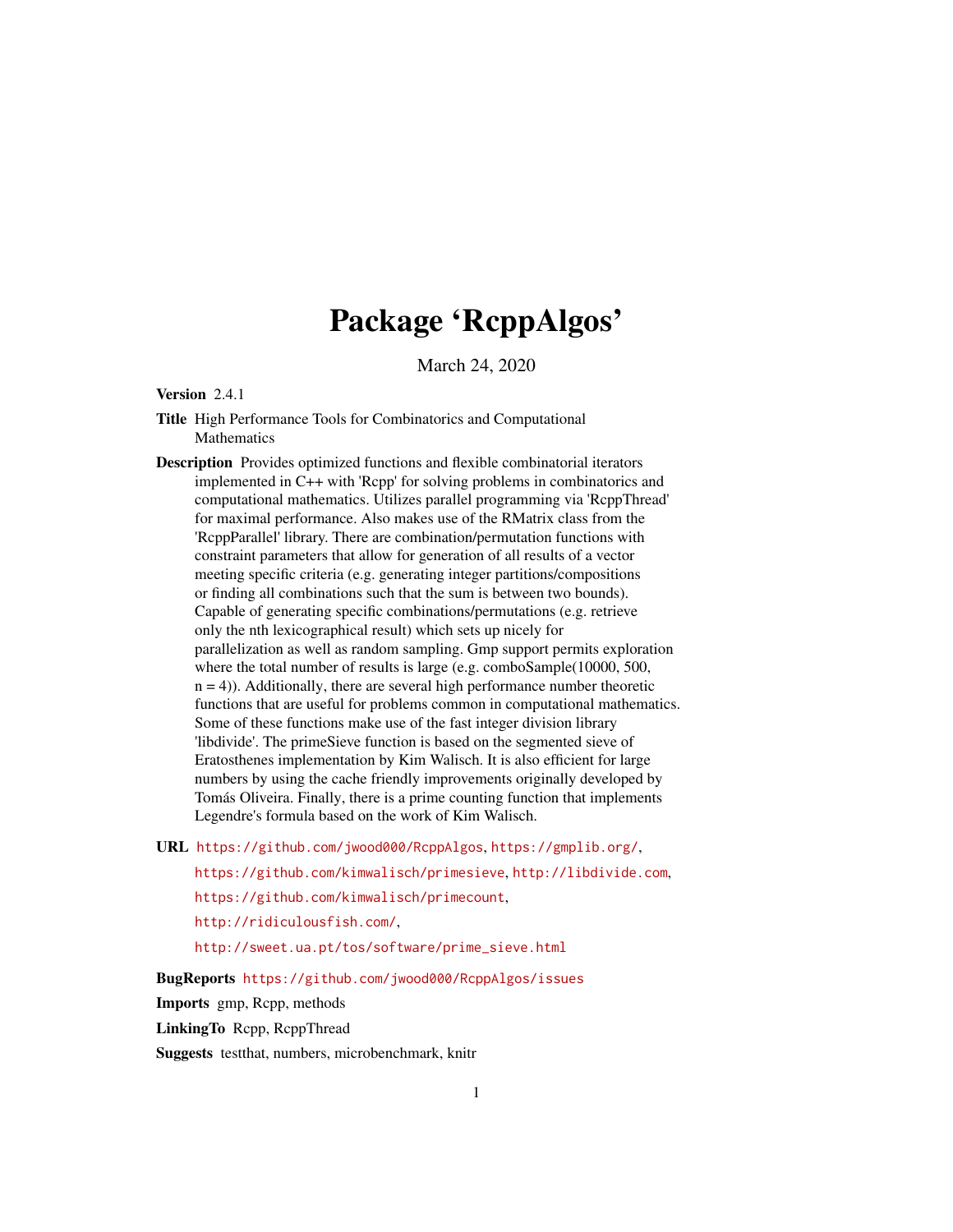# Package 'RcppAlgos'

March 24, 2020

**Version** 2.4.1

**Title** High Performance Tools for Combinatorics and Computational Mathematics

**Description** Provides optimized functions and flexible combinatorial iterators implemented in C++ with 'Rcpp' for solving problems in combinatorics and computational mathematics. Utilizes parallel programming via 'RcppThread' for maximal performance. Also makes use of the RMatrix class from the 'RcppParallel' library. There are combination/permutation functions with constraint parameters that allow for generation of all results of a vector meeting specific criteria (e.g. generating integer partitions/compositions or finding all combinations such that the sum is between two bounds). Capable of generating specific combinations/permutations (e.g. retrieve only the nth lexicographical result) which sets up nicely for parallelization as well as random sampling. Gmp support permits exploration where the total number of results is large (e.g. comboSample(10000, 500, n = 4)). Additionally, there are several high performance number theoretic functions that are useful for problems common in computational mathematics. Some of these functions make use of the fast integer division library 'libdivide'. The primeSieve function is based on the segmented sieve of Eratosthenes implementation by Kim Walisch. It is also efficient for large numbers by using the cache friendly improvements originally developed by Tomás Oliveira. Finally, there is a prime counting function that implements Legendre's formula based on the work of Kim Walisch.

**URL** https://github.com/jwood000/RcppAlgos, https://gmplib.org/, https://github.com/kimwalisch/primesieve, http://libdivide.com, https://github.com/kimwalisch/primecount, http://ridiculousfish.com/, http://sweet.ua.pt/tos/software/prime_sieve.html

**BugReports** https://github.com/jwood000/RcppAlgos/issues

**Imports** gmp, Rcpp, methods

**LinkingTo** Rcpp, RcppThread

**Suggests** testthat, numbers, microbenchmark, knitr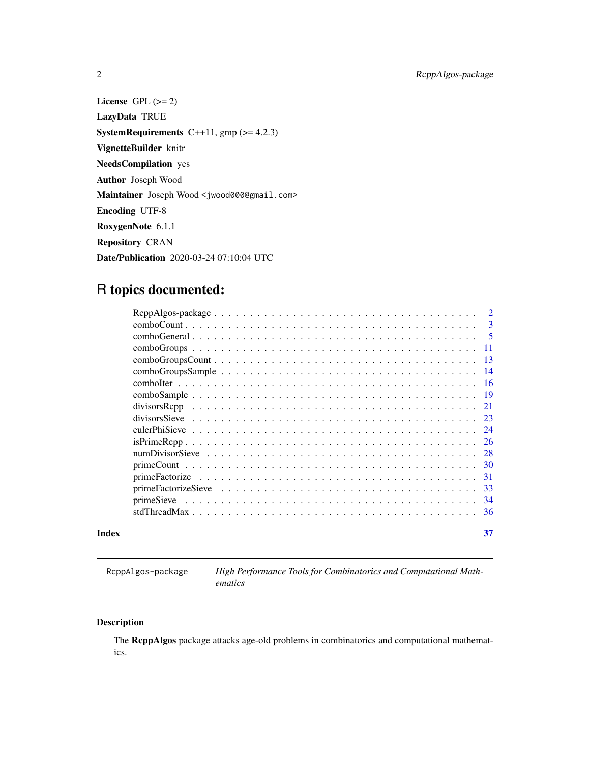**License** GPL (>= 2)

**LazyData** TRUE

**SystemRequirements** C++11, gmp (>= 4.2.3)

**VignetteBuilder** knitr

**NeedsCompilation** yes

**Author** Joseph Wood

**Maintainer** Joseph Wood <jwood000@gmail.com>

**Encoding** UTF-8

**RoxygenNote** 6.1.1

**Repository** CRAN

**Date/Publication** 2020-03-24 07:10:04 UTC

# R topics documented:

| | |
|---|---|
| RcppAlgos-package | 2 |
| comboCount | 3 |
| comboGeneral | 5 |
| comboGroups | 11 |
| comboGroupsCount | 13 |
| comboGroupsSample | 14 |
| comboIter | 16 |
| comboSample | 19 |
| divisorsRcpp | 21 |
| divisorsSieve | 23 |
| eulerPhiSieve | 24 |
| isPrimeRcpp | 26 |
| numDivisorSieve | 28 |
| primeCount | 30 |
| primeFactorize | 31 |
| primeFactorizeSieve | 33 |
| primeSieve | 34 |
| stdThreadMax | 36 |
| **Index** | **37** |

---

`RcppAlgos-package` *High Performance Tools for Combinatorics and Computational Mathematics*

---

## Description

The **RcppAlgos** package attacks age-old problems in combinatorics and computational mathematics.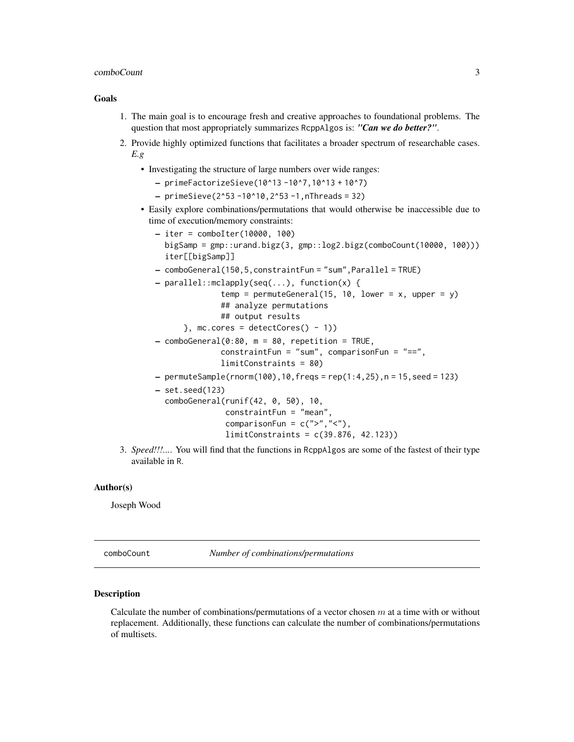### Goals

1. The main goal is to encourage fresh and creative approaches to foundational problems. The question that most appropriately summarizes RcppAlgos is: ***"Can we do better?"***.
2. Provide highly optimized functions that facilitates a broader spectrum of researchable cases. *E.g*
   - Investigating the structure of large numbers over wide ranges:
     - `primeFactorizeSieve(10^13 -10^7,10^13 + 10^7)`
     - `primeSieve(2^53 -10^10,2^53 -1,nThreads = 32)`
   - Easily explore combinations/permutations that would otherwise be inaccessible due to time of execution/memory constraints:
     - ```
       iter = comboIter(10000, 100)
       bigSamp = gmp::urand.bigz(3, gmp::log2.bigz(comboCount(10000, 100)))
       iter[[bigSamp]]
       ```
     - `comboGeneral(150,5,constraintFun = "sum",Parallel = TRUE)`
     - ```
       parallel::mclapply(seq(...), function(x) {
                   temp = permuteGeneral(15, 10, lower = x, upper = y)
                   ## analyze permutations
                   ## output results
             }, mc.cores = detectCores() - 1))
       ```
     - ```
       comboGeneral(0:80, m = 80, repetition = TRUE,
                   constraintFun = "sum", comparisonFun = "==",
                   limitConstraints = 80)
       ```
     - `permuteSample(rnorm(100),10,freqs = rep(1:4,25),n = 15,seed = 123)`
     - ```
       set.seed(123)
       comboGeneral(runif(42, 0, 50), 10,
                     constraintFun = "mean",
                     comparisonFun = c(">","<"),
                     limitConstraints = c(39.876, 42.123))
       ```
3. *Speed!!!*.... You will find that the functions in RcppAlgos are some of the fastest of their type available in R.

### Author(s)

Joseph Wood

---

## comboCount — *Number of combinations/permutations*

### Description

Calculate the number of combinations/permutations of a vector chosen $m$ at a time with or without replacement. Additionally, these functions can calculate the number of combinations/permutations of multisets.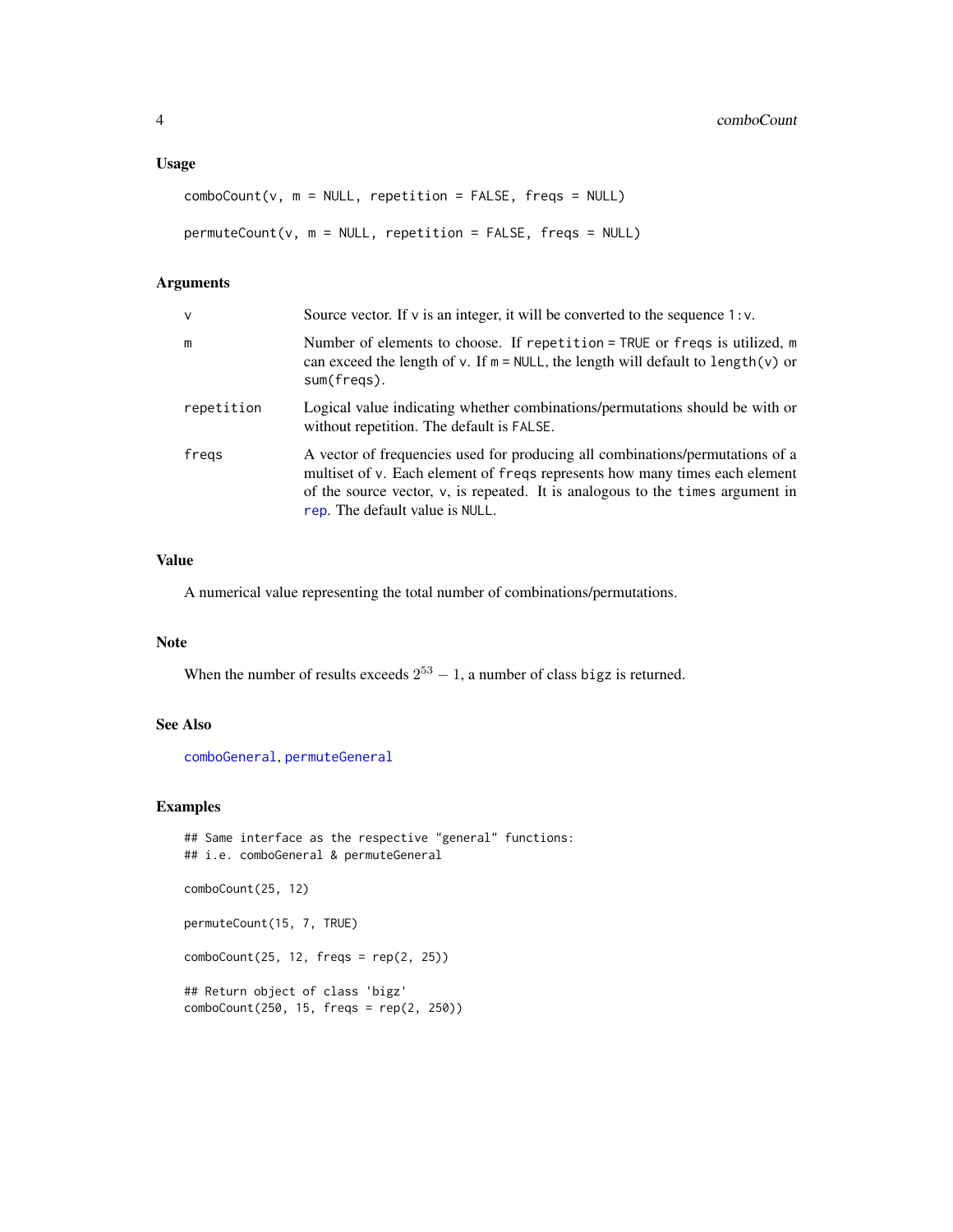### Usage

```
comboCount(v, m = NULL, repetition = FALSE, freqs = NULL)

permuteCount(v, m = NULL, repetition = FALSE, freqs = NULL)
```

### Arguments

| | |
|---|---|
| `v` | Source vector. If `v` is an integer, it will be converted to the sequence `1:v`. |
| `m` | Number of elements to choose. If `repetition = TRUE` or `freqs` is utilized, `m` can exceed the length of `v`. If `m = NULL`, the length will default to `length(v)` or `sum(freqs)`. |
| `repetition` | Logical value indicating whether combinations/permutations should be with or without repetition. The default is `FALSE`. |
| `freqs` | A vector of frequencies used for producing all combinations/permutations of a multiset of `v`. Each element of `freqs` represents how many times each element of the source vector, `v`, is repeated. It is analogous to the `times` argument in `rep`. The default value is `NULL`. |

### Value

A numerical value representing the total number of combinations/permutations.

### Note

When the number of results exceeds $2^{53} - 1$, a number of class `bigz` is returned.

### See Also

`comboGeneral`, `permuteGeneral`

### Examples

```
## Same interface as the respective "general" functions:
## i.e. comboGeneral & permuteGeneral

comboCount(25, 12)

permuteCount(15, 7, TRUE)

comboCount(25, 12, freqs = rep(2, 25))

## Return object of class 'bigz'
comboCount(250, 15, freqs = rep(2, 250))
```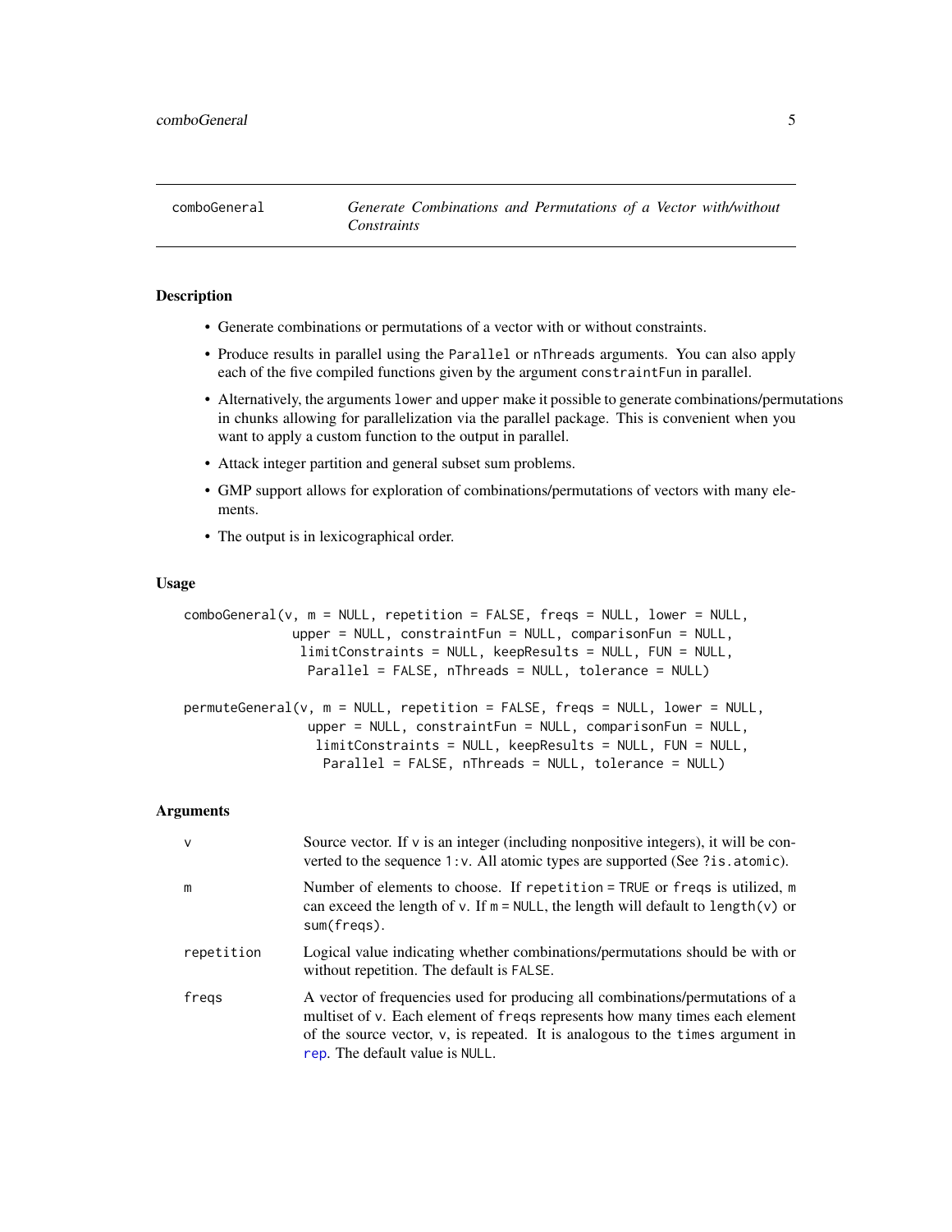## comboGeneral — *Generate Combinations and Permutations of a Vector with/without Constraints*

### Description

- Generate combinations or permutations of a vector with or without constraints.
- Produce results in parallel using the `Parallel` or `nThreads` arguments. You can also apply each of the five compiled functions given by the argument `constraintFun` in parallel.
- Alternatively, the arguments `lower` and `upper` make it possible to generate combinations/permutations in chunks allowing for parallelization via the parallel package. This is convenient when you want to apply a custom function to the output in parallel.
- Attack integer partition and general subset sum problems.
- GMP support allows for exploration of combinations/permutations of vectors with many elements.
- The output is in lexicographical order.

### Usage

```
comboGeneral(v, m = NULL, repetition = FALSE, freqs = NULL, lower = NULL,
             upper = NULL, constraintFun = NULL, comparisonFun = NULL,
              limitConstraints = NULL, keepResults = NULL, FUN = NULL,
               Parallel = FALSE, nThreads = NULL, tolerance = NULL)

permuteGeneral(v, m = NULL, repetition = FALSE, freqs = NULL, lower = NULL,
               upper = NULL, constraintFun = NULL, comparisonFun = NULL,
                limitConstraints = NULL, keepResults = NULL, FUN = NULL,
                 Parallel = FALSE, nThreads = NULL, tolerance = NULL)
```

### Arguments

| | |
|---|---|
| `v` | Source vector. If `v` is an integer (including nonpositive integers), it will be converted to the sequence `1:v`. All atomic types are supported (See `?is.atomic`). |
| `m` | Number of elements to choose. If `repetition = TRUE` or `freqs` is utilized, `m` can exceed the length of `v`. If `m = NULL`, the length will default to `length(v)` or `sum(freqs)`. |
| `repetition` | Logical value indicating whether combinations/permutations should be with or without repetition. The default is `FALSE`. |
| `freqs` | A vector of frequencies used for producing all combinations/permutations of a multiset of `v`. Each element of `freqs` represents how many times each element of the source vector, `v`, is repeated. It is analogous to the `times` argument in `rep`. The default value is `NULL`. |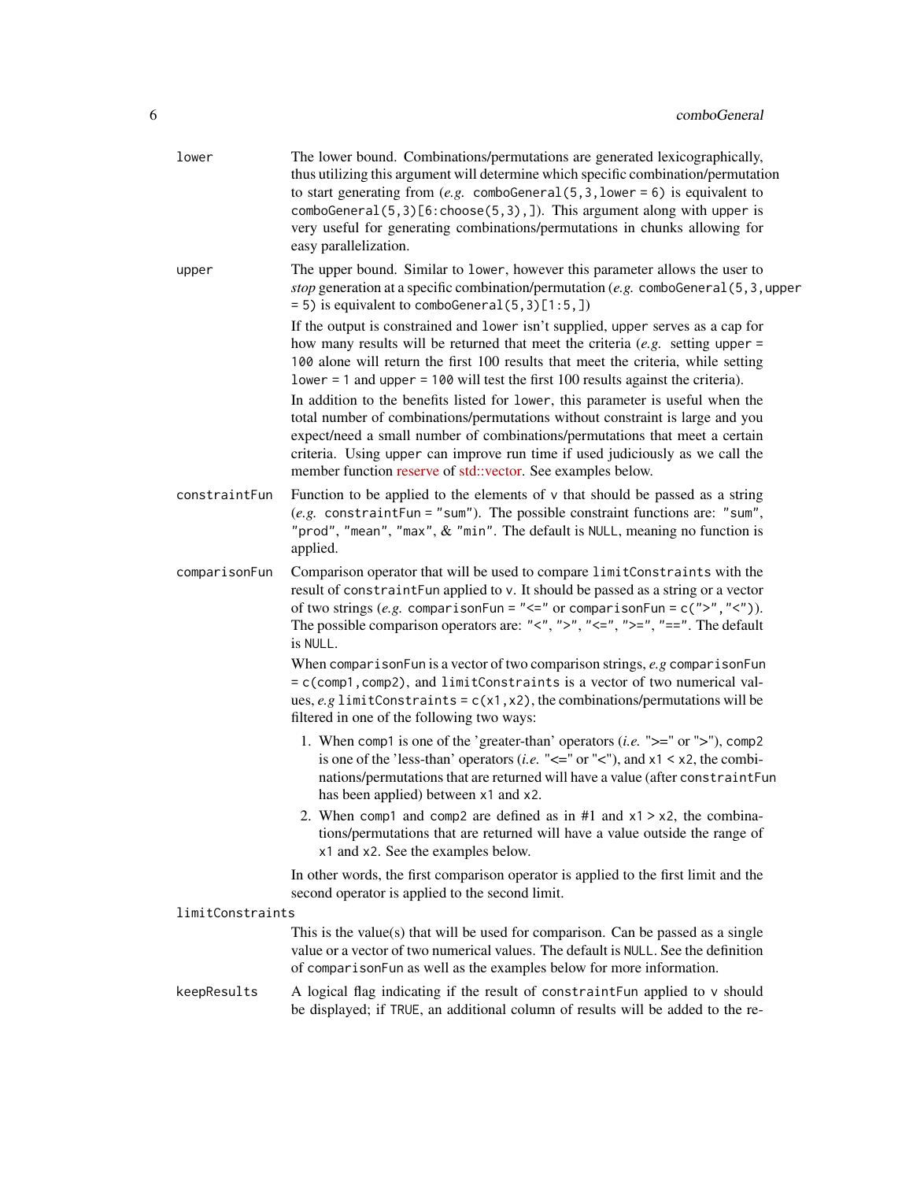**lower**
The lower bound. Combinations/permutations are generated lexicographically, thus utilizing this argument will determine which specific combination/permutation to start generating from (*e.g.* `comboGeneral(5,3,lower = 6)` is equivalent to `comboGeneral(5,3)[6:choose(5,3),]`). This argument along with upper is very useful for generating combinations/permutations in chunks allowing for easy parallelization.

**upper**
The upper bound. Similar to `lower`, however this parameter allows the user to *stop* generation at a specific combination/permutation (*e.g.* `comboGeneral(5,3,upper = 5)` is equivalent to `comboGeneral(5,3)[1:5,]`)

If the output is constrained and `lower` isn't supplied, `upper` serves as a cap for how many results will be returned that meet the criteria (*e.g.* setting `upper = 100` alone will return the first 100 results that meet the criteria, while setting `lower = 1` and `upper = 100` will test the first 100 results against the criteria).

In addition to the benefits listed for `lower`, this parameter is useful when the total number of combinations/permutations without constraint is large and you expect/need a small number of combinations/permutations that meet a certain criteria. Using `upper` can improve run time if used judiciously as we call the member function reserve of std::vector. See examples below.

**constraintFun**
Function to be applied to the elements of `v` that should be passed as a string (*e.g.* `constraintFun = "sum"`). The possible constraint functions are: `"sum"`, `"prod"`, `"mean"`, `"max"`, & `"min"`. The default is `NULL`, meaning no function is applied.

**comparisonFun**
Comparison operator that will be used to compare `limitConstraints` with the result of `constraintFun` applied to `v`. It should be passed as a string or a vector of two strings (*e.g.* `comparisonFun = "<="` or `comparisonFun = c(">","<")`). The possible comparison operators are: `"<"`, `">"`, `"<="`, `">="`, `"=="`. The default is `NULL`.

When `comparisonFun` is a vector of two comparison strings, *e.g* `comparisonFun = c(comp1,comp2)`, and `limitConstraints` is a vector of two numerical values, *e.g* `limitConstraints = c(x1,x2)`, the combinations/permutations will be filtered in one of the following two ways:

1. When `comp1` is one of the 'greater-than' operators (*i.e.* ">=" or ">"), `comp2` is one of the 'less-than' operators (*i.e.* "<=" or "<"), and `x1 < x2`, the combinations/permutations that are returned will have a value (after `constraintFun` has been applied) between `x1` and `x2`.
2. When `comp1` and `comp2` are defined as in #1 and `x1 > x2`, the combinations/permutations that are returned will have a value outside the range of `x1` and `x2`. See the examples below.

In other words, the first comparison operator is applied to the first limit and the second operator is applied to the second limit.

**limitConstraints**
This is the value(s) that will be used for comparison. Can be passed as a single value or a vector of two numerical values. The default is `NULL`. See the definition of `comparisonFun` as well as the examples below for more information.

**keepResults**
A logical flag indicating if the result of `constraintFun` applied to `v` should be displayed; if `TRUE`, an additional column of results will be added to the re-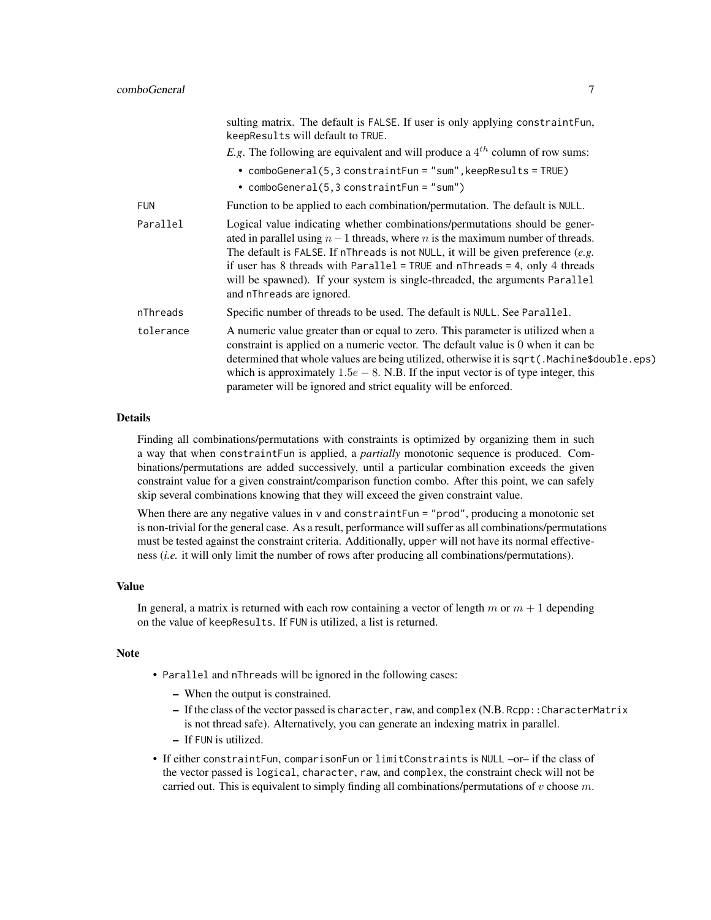sulting matrix. The default is FALSE. If user is only applying constraintFun, keepResults will default to TRUE.

*E.g.* The following are equivalent and will produce a $4^{th}$ column of row sums:

- comboGeneral(5,3 constraintFun = "sum",keepResults = TRUE)
- comboGeneral(5,3 constraintFun = "sum")

| | |
|---|---|
| FUN | Function to be applied to each combination/permutation. The default is NULL. |
| Parallel | Logical value indicating whether combinations/permutations should be generated in parallel using $n - 1$ threads, where $n$ is the maximum number of threads. The default is FALSE. If nThreads is not NULL, it will be given preference (*e.g.* if user has 8 threads with Parallel = TRUE and nThreads = 4, only 4 threads will be spawned). If your system is single-threaded, the arguments Parallel and nThreads are ignored. |
| nThreads | Specific number of threads to be used. The default is NULL. See Parallel. |
| tolerance | A numeric value greater than or equal to zero. This parameter is utilized when a constraint is applied on a numeric vector. The default value is 0 when it can be determined that whole values are being utilized, otherwise it is sqrt(.Machine$double.eps) which is approximately $1.5e - 8$. N.B. If the input vector is of type integer, this parameter will be ignored and strict equality will be enforced. |

## Details

Finding all combinations/permutations with constraints is optimized by organizing them in such a way that when constraintFun is applied, a *partially* monotonic sequence is produced. Combinations/permutations are added successively, until a particular combination exceeds the given constraint value for a given constraint/comparison function combo. After this point, we can safely skip several combinations knowing that they will exceed the given constraint value.

When there are any negative values in v and constraintFun = "prod", producing a monotonic set is non-trivial for the general case. As a result, performance will suffer as all combinations/permutations must be tested against the constraint criteria. Additionally, upper will not have its normal effectiveness (*i.e.* it will only limit the number of rows after producing all combinations/permutations).

## Value

In general, a matrix is returned with each row containing a vector of length $m$ or $m + 1$ depending on the value of keepResults. If FUN is utilized, a list is returned.

## Note

- Parallel and nThreads will be ignored in the following cases:
  - When the output is constrained.
  - If the class of the vector passed is character, raw, and complex (N.B. Rcpp::CharacterMatrix is not thread safe). Alternatively, you can generate an indexing matrix in parallel.
  - If FUN is utilized.
- If either constraintFun, comparisonFun or limitConstraints is NULL –or– if the class of the vector passed is logical, character, raw, and complex, the constraint check will not be carried out. This is equivalent to simply finding all combinations/permutations of $v$ choose $m$.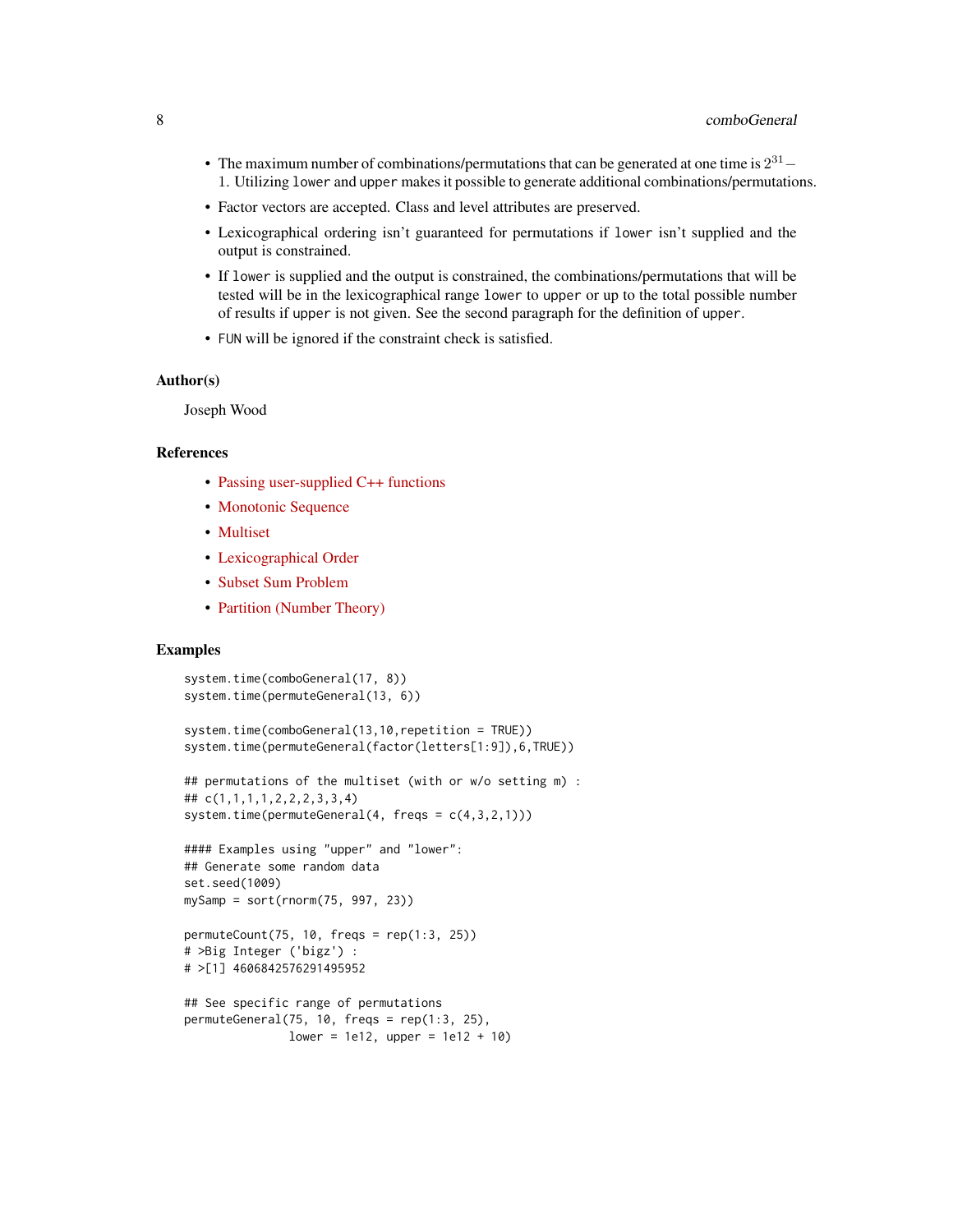- The maximum number of combinations/permutations that can be generated at one time is $2^{31} - 1$. Utilizing `lower` and `upper` makes it possible to generate additional combinations/permutations.
- Factor vectors are accepted. Class and level attributes are preserved.
- Lexicographical ordering isn't guaranteed for permutations if `lower` isn't supplied and the output is constrained.
- If `lower` is supplied and the output is constrained, the combinations/permutations that will be tested will be in the lexicographical range `lower` to `upper` or up to the total possible number of results if `upper` is not given. See the second paragraph for the definition of `upper`.
- `FUN` will be ignored if the constraint check is satisfied.

### Author(s)

Joseph Wood

### References

- Passing user-supplied C++ functions
- Monotonic Sequence
- Multiset
- Lexicographical Order
- Subset Sum Problem
- Partition (Number Theory)

### Examples

```
system.time(comboGeneral(17, 8))
system.time(permuteGeneral(13, 6))

system.time(comboGeneral(13,10,repetition = TRUE))
system.time(permuteGeneral(factor(letters[1:9]),6,TRUE))

## permutations of the multiset (with or w/o setting m) :
## c(1,1,1,1,2,2,2,3,3,4)
system.time(permuteGeneral(4, freqs = c(4,3,2,1)))

#### Examples using "upper" and "lower":
## Generate some random data
set.seed(1009)
mySamp = sort(rnorm(75, 997, 23))

permuteCount(75, 10, freqs = rep(1:3, 25))
# >Big Integer ('bigz') :
# >[1] 4606842576291495952

## See specific range of permutations
permuteGeneral(75, 10, freqs = rep(1:3, 25),
               lower = 1e12, upper = 1e12 + 10)
```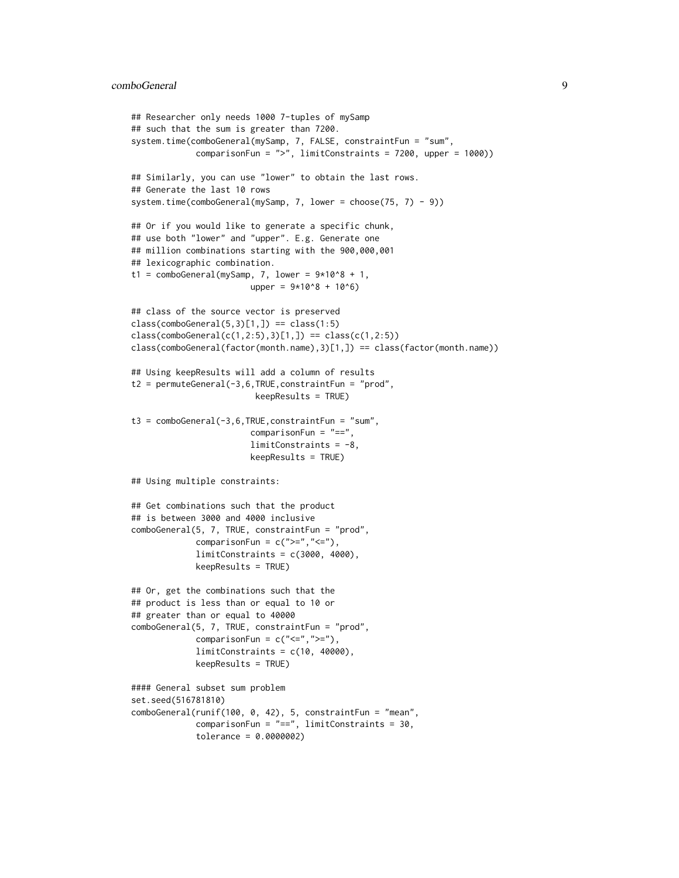```
## Researcher only needs 1000 7-tuples of mySamp
## such that the sum is greater than 7200.
system.time(comboGeneral(mySamp, 7, FALSE, constraintFun = "sum",
            comparisonFun = ">", limitConstraints = 7200, upper = 1000))

## Similarly, you can use "lower" to obtain the last rows.
## Generate the last 10 rows
system.time(comboGeneral(mySamp, 7, lower = choose(75, 7) - 9))

## Or if you would like to generate a specific chunk,
## use both "lower" and "upper". E.g. Generate one
## million combinations starting with the 900,000,001
## lexicographic combination.
t1 = comboGeneral(mySamp, 7, lower = 9*10^8 + 1,
                         upper = 9*10^8 + 10^6)

## class of the source vector is preserved
class(comboGeneral(5,3)[1,]) == class(1:5)
class(comboGeneral(c(1,2:5),3)[1,]) == class(c(1,2:5))
class(comboGeneral(factor(month.name),3)[1,]) == class(factor(month.name))

## Using keepResults will add a column of results
t2 = permuteGeneral(-3,6,TRUE,constraintFun = "prod",
                          keepResults = TRUE)

t3 = comboGeneral(-3,6,TRUE,constraintFun = "sum",
                         comparisonFun = "==",
                         limitConstraints = -8,
                         keepResults = TRUE)

## Using multiple constraints:

## Get combinations such that the product
## is between 3000 and 4000 inclusive
comboGeneral(5, 7, TRUE, constraintFun = "prod",
            comparisonFun = c(">=","<="),
            limitConstraints = c(3000, 4000),
            keepResults = TRUE)

## Or, get the combinations such that the
## product is less than or equal to 10 or
## greater than or equal to 40000
comboGeneral(5, 7, TRUE, constraintFun = "prod",
            comparisonFun = c("<=",">="),
            limitConstraints = c(10, 40000),
            keepResults = TRUE)

#### General subset sum problem
set.seed(516781810)
comboGeneral(runif(100, 0, 42), 5, constraintFun = "mean",
            comparisonFun = "==", limitConstraints = 30,
            tolerance = 0.0000002)
```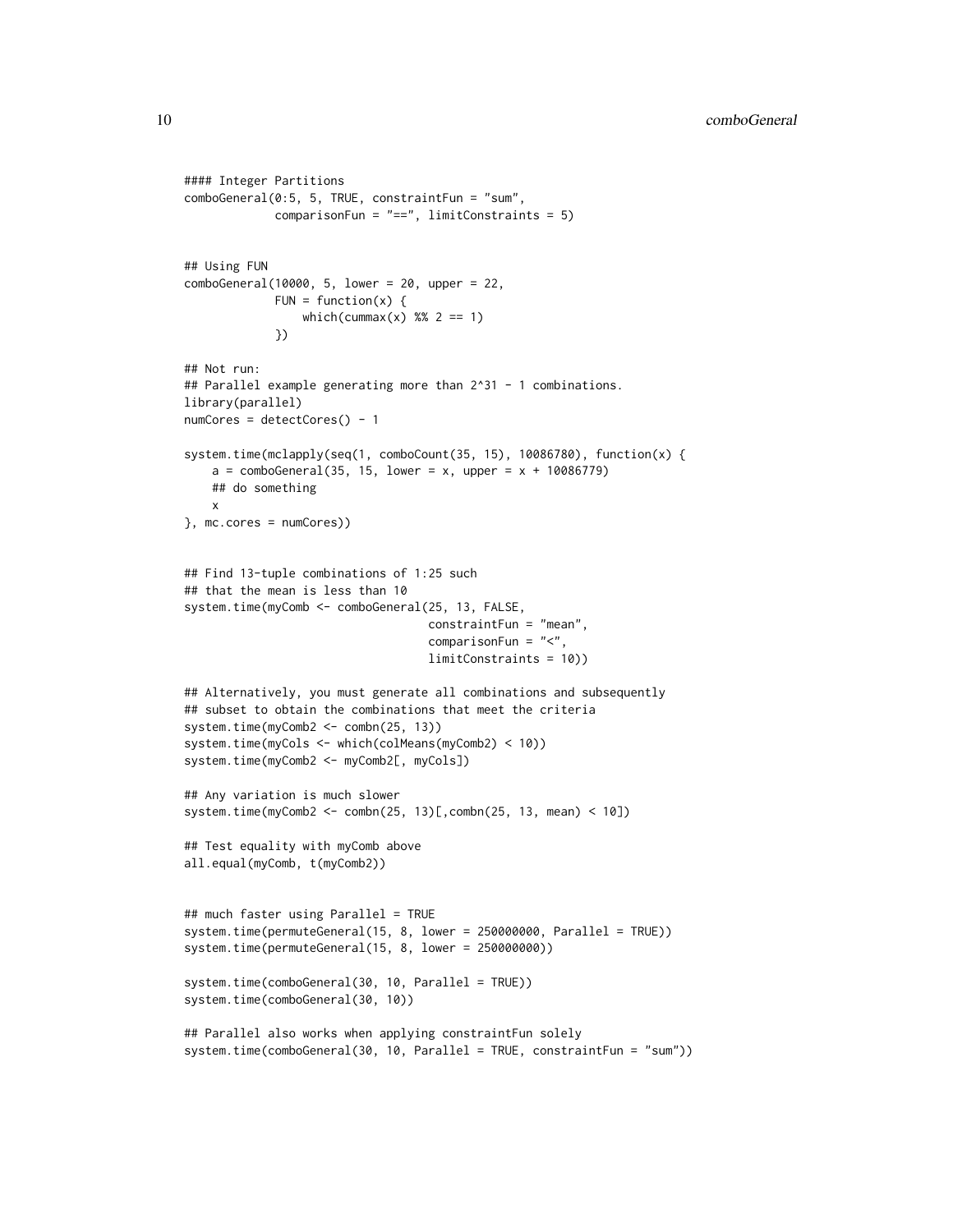```
#### Integer Partitions
comboGeneral(0:5, 5, TRUE, constraintFun = "sum",
             comparisonFun = "==", limitConstraints = 5)


## Using FUN
comboGeneral(10000, 5, lower = 20, upper = 22,
             FUN = function(x) {
                 which(cummax(x) %% 2 == 1)
             })

## Not run:
## Parallel example generating more than 2^31 - 1 combinations.
library(parallel)
numCores = detectCores() - 1

system.time(mclapply(seq(1, comboCount(35, 15), 10086780), function(x) {
    a = comboGeneral(35, 15, lower = x, upper = x + 10086779)
    ## do something
    x
}, mc.cores = numCores))


## Find 13-tuple combinations of 1:25 such
## that the mean is less than 10
system.time(myComb <- comboGeneral(25, 13, FALSE,
                                   constraintFun = "mean",
                                   comparisonFun = "<",
                                   limitConstraints = 10))

## Alternatively, you must generate all combinations and subsequently
## subset to obtain the combinations that meet the criteria
system.time(myComb2 <- combn(25, 13))
system.time(myCols <- which(colMeans(myComb2) < 10))
system.time(myComb2 <- myComb2[, myCols])

## Any variation is much slower
system.time(myComb2 <- combn(25, 13)[,combn(25, 13, mean) < 10])

## Test equality with myComb above
all.equal(myComb, t(myComb2))


## much faster using Parallel = TRUE
system.time(permuteGeneral(15, 8, lower = 250000000, Parallel = TRUE))
system.time(permuteGeneral(15, 8, lower = 250000000))

system.time(comboGeneral(30, 10, Parallel = TRUE))
system.time(comboGeneral(30, 10))

## Parallel also works when applying constraintFun solely
system.time(comboGeneral(30, 10, Parallel = TRUE, constraintFun = "sum"))
```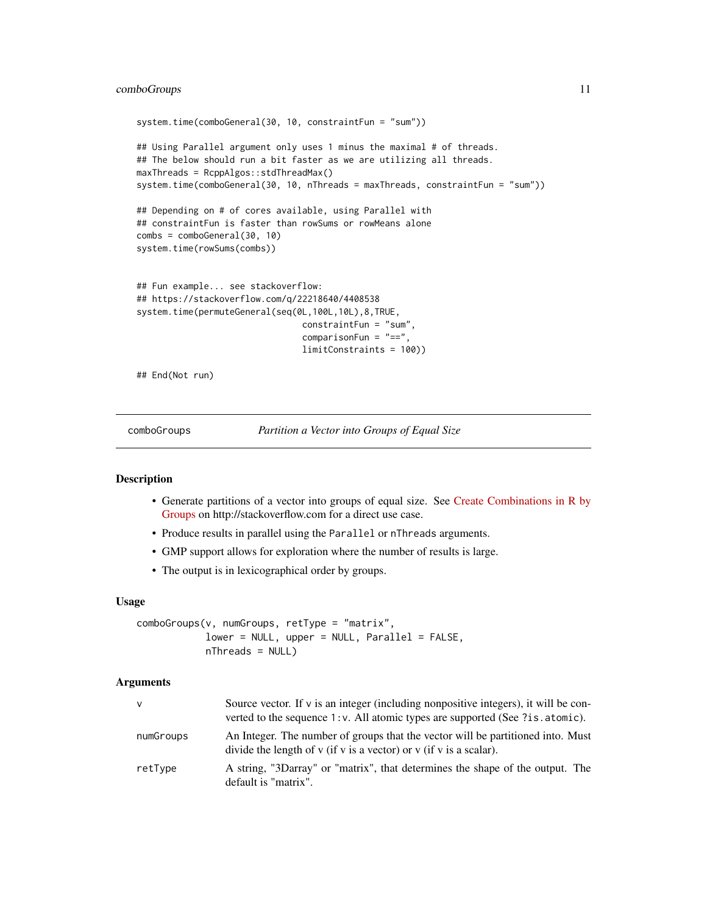```
system.time(comboGeneral(30, 10, constraintFun = "sum"))

## Using Parallel argument only uses 1 minus the maximal # of threads.
## The below should run a bit faster as we are utilizing all threads.
maxThreads = RcppAlgos::stdThreadMax()
system.time(comboGeneral(30, 10, nThreads = maxThreads, constraintFun = "sum"))

## Depending on # of cores available, using Parallel with
## constraintFun is faster than rowSums or rowMeans alone
combs = comboGeneral(30, 10)
system.time(rowSums(combs))


## Fun example... see stackoverflow:
## https://stackoverflow.com/q/22218640/4408538
system.time(permuteGeneral(seq(0L,100L,10L),8,TRUE,
                            constraintFun = "sum",
                            comparisonFun = "==",
                            limitConstraints = 100))

## End(Not run)
```

## comboGroups — *Partition a Vector into Groups of Equal Size*

### Description

- Generate partitions of a vector into groups of equal size. See Create Combinations in R by Groups on http://stackoverflow.com for a direct use case.
- Produce results in parallel using the `Parallel` or `nThreads` arguments.
- GMP support allows for exploration where the number of results is large.
- The output is in lexicographical order by groups.

### Usage

```
comboGroups(v, numGroups, retType = "matrix",
            lower = NULL, upper = NULL, Parallel = FALSE,
            nThreads = NULL)
```

### Arguments

| | |
|---|---|
| `v` | Source vector. If v is an integer (including nonpositive integers), it will be converted to the sequence `1:v`. All atomic types are supported (See `?is.atomic`). |
| `numGroups` | An Integer. The number of groups that the vector will be partitioned into. Must divide the length of v (if v is a vector) or v (if v is a scalar). |
| `retType` | A string, "3Darray" or "matrix", that determines the shape of the output. The default is "matrix". |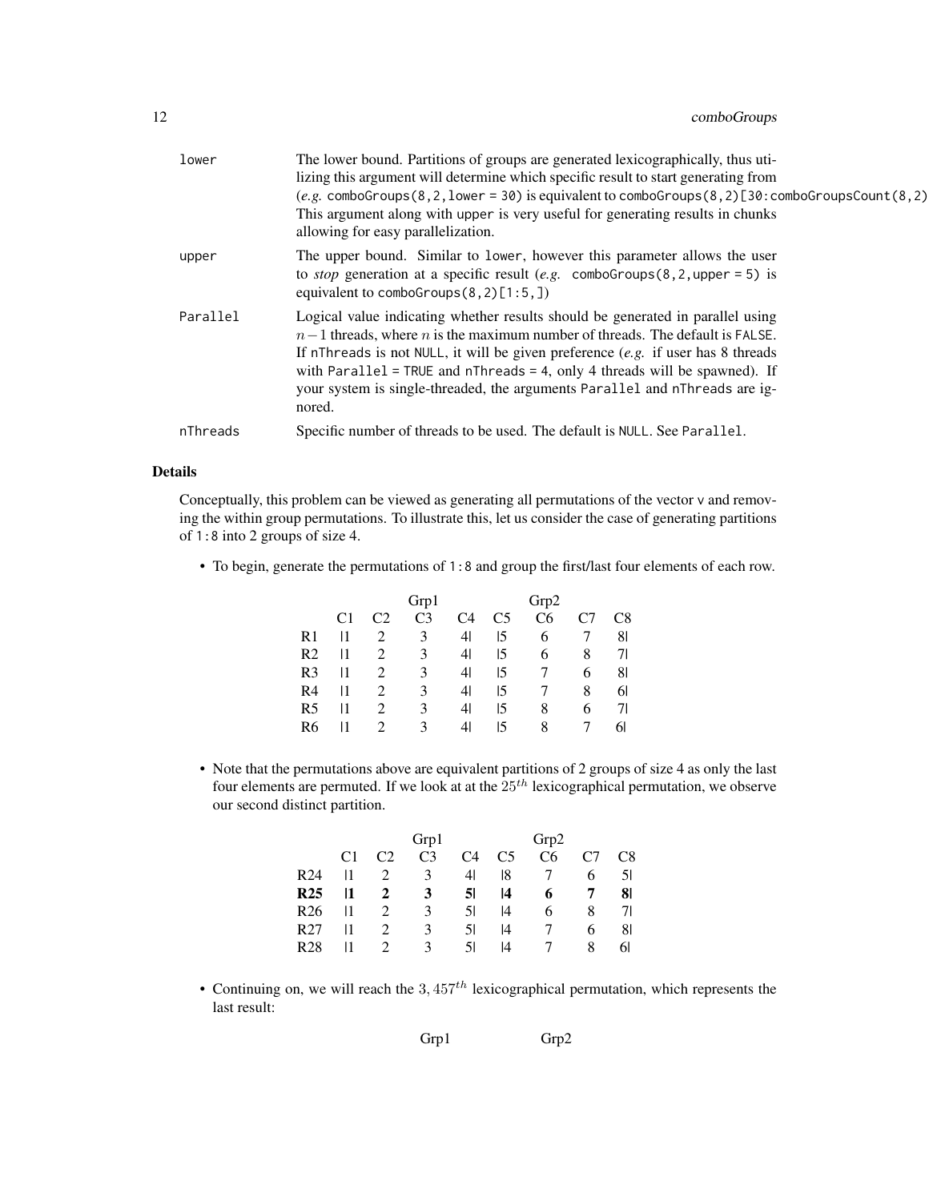| | |
|---|---|
| lower | The lower bound. Partitions of groups are generated lexicographically, thus utilizing this argument will determine which specific result to start generating from (*e.g.* `comboGroups(8,2,lower = 30)` is equivalent to `comboGroups(8,2)[30:comboGroupsCount(8,2)`. This argument along with upper is very useful for generating results in chunks allowing for easy parallelization. |
| upper | The upper bound. Similar to lower, however this parameter allows the user to *stop* generation at a specific result (*e.g.* `comboGroups(8,2,upper = 5)` is equivalent to `comboGroups(8,2)[1:5,]`) |
| Parallel | Logical value indicating whether results should be generated in parallel using $n-1$ threads, where $n$ is the maximum number of threads. The default is `FALSE`. If `nThreads` is not `NULL`, it will be given preference (*e.g.* if user has 8 threads with `Parallel = TRUE` and `nThreads = 4`, only 4 threads will be spawned). If your system is single-threaded, the arguments `Parallel` and `nThreads` are ignored. |
| nThreads | Specific number of threads to be used. The default is `NULL`. See `Parallel`. |

## Details

Conceptually, this problem can be viewed as generating all permutations of the vector v and removing the within group permutations. To illustrate this, let us consider the case of generating partitions of 1:8 into 2 groups of size 4.

- To begin, generate the permutations of 1:8 and group the first/last four elements of each row.

| | | | Grp1 | | | Grp2 | | |
|---|---|---|---|---|---|---|---|---|
| | C1 | C2 | C3 | C4 | C5 | C6 | C7 | C8 |
| R1 | \|1 | 2 | 3 | 4\| | \|5 | 6 | 7 | 8\| |
| R2 | \|1 | 2 | 3 | 4\| | \|5 | 6 | 8 | 7\| |
| R3 | \|1 | 2 | 3 | 4\| | \|5 | 7 | 6 | 8\| |
| R4 | \|1 | 2 | 3 | 4\| | \|5 | 7 | 8 | 6\| |
| R5 | \|1 | 2 | 3 | 4\| | \|5 | 8 | 6 | 7\| |
| R6 | \|1 | 2 | 3 | 4\| | \|5 | 8 | 7 | 6\| |

- Note that the permutations above are equivalent partitions of 2 groups of size 4 as only the last four elements are permuted. If we look at at the $25^{th}$ lexicographical permutation, we observe our second distinct partition.

| | | | Grp1 | | | Grp2 | | |
|---|---|---|---|---|---|---|---|---|
| | C1 | C2 | C3 | C4 | C5 | C6 | C7 | C8 |
| R24 | \|1 | 2 | 3 | 4\| | \|8 | 7 | 6 | 5\| |
| **R25** | **\|1** | **2** | **3** | **5\|** | **\|4** | **6** | **7** | **8\|** |
| R26 | \|1 | 2 | 3 | 5\| | \|4 | 6 | 8 | 7\| |
| R27 | \|1 | 2 | 3 | 5\| | \|4 | 7 | 6 | 8\| |
| R28 | \|1 | 2 | 3 | 5\| | \|4 | 7 | 8 | 6\| |

- Continuing on, we will reach the $3,457^{th}$ lexicographical permutation, which represents the last result:

Grp1 Grp2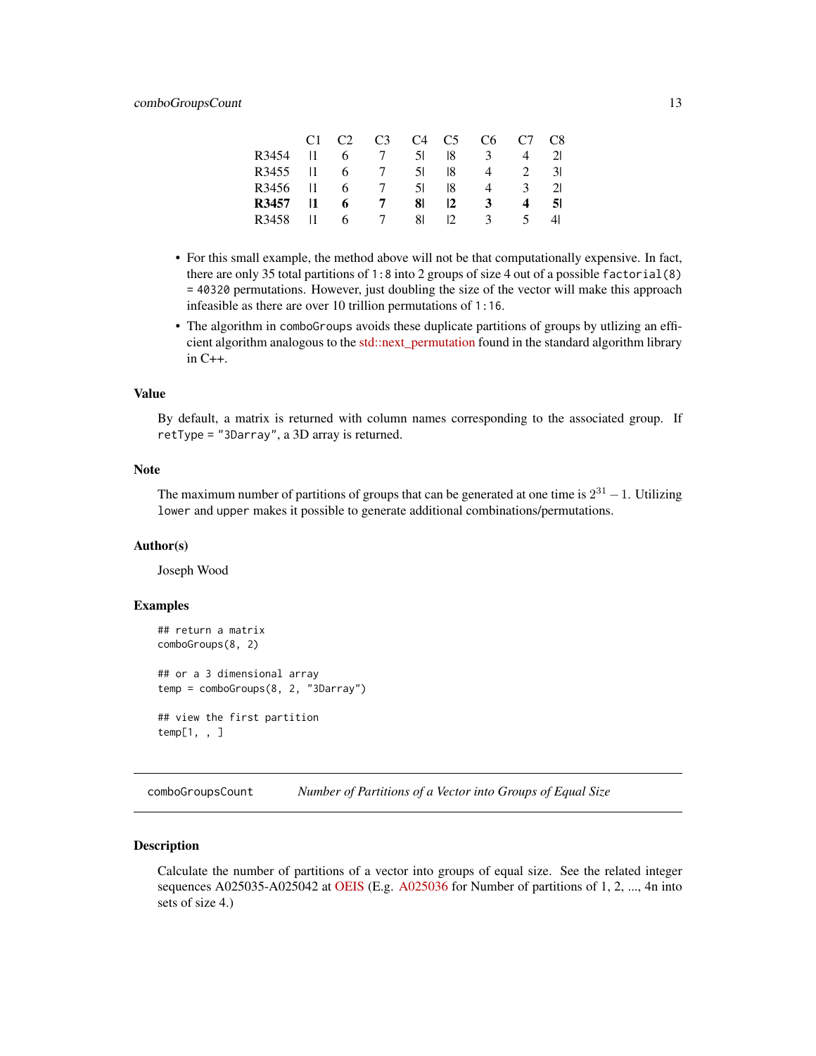| | C1 | C2 | C3 | C4 | C5 | C6 | C7 | C8 |
|---|---|---|---|---|---|---|---|---|
| R3454 | \|1 | 6 | 7 | 5\| | \|8 | 3 | 4 | 2\| |
| R3455 | \|1 | 6 | 7 | 5\| | \|8 | 4 | 2 | 3\| |
| R3456 | \|1 | 6 | 7 | 5\| | \|8 | 4 | 3 | 2\| |
| **R3457** | **\|1** | **6** | **7** | **8\|** | **\|2** | **3** | **4** | **5\|** |
| R3458 | \|1 | 6 | 7 | 8\| | \|2 | 3 | 5 | 4\| |

- For this small example, the method above will not be that computationally expensive. In fact, there are only 35 total partitions of `1:8` into 2 groups of size 4 out of a possible `factorial(8) = 40320` permutations. However, just doubling the size of the vector will make this approach infeasible as there are over 10 trillion permutations of `1:16`.
- The algorithm in `comboGroups` avoids these duplicate partitions of groups by utlizing an efficient algorithm analogous to the std::next_permutation found in the standard algorithm library in C++.

### Value

By default, a matrix is returned with column names corresponding to the associated group. If `retType = "3Darray"`, a 3D array is returned.

### Note

The maximum number of partitions of groups that can be generated at one time is $2^{31} - 1$. Utilizing `lower` and `upper` makes it possible to generate additional combinations/permutations.

### Author(s)

Joseph Wood

### Examples

```
## return a matrix
comboGroups(8, 2)

## or a 3 dimensional array
temp = comboGroups(8, 2, "3Darray")

## view the first partition
temp[1, , ]
```

---

## comboGroupsCount — *Number of Partitions of a Vector into Groups of Equal Size*

---

### Description

Calculate the number of partitions of a vector into groups of equal size. See the related integer sequences A025035-A025042 at OEIS (E.g. A025036 for Number of partitions of 1, 2, ..., 4n into sets of size 4.)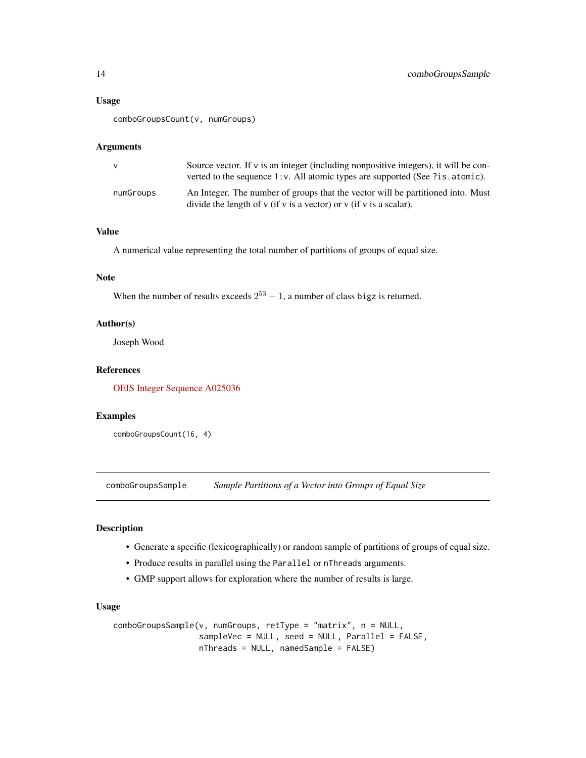## Usage

```
comboGroupsCount(v, numGroups)
```

## Arguments

| | |
|---|---|
| v | Source vector. If v is an integer (including nonpositive integers), it will be converted to the sequence `1:v`. All atomic types are supported (See `?is.atomic`). |
| numGroups | An Integer. The number of groups that the vector will be partitioned into. Must divide the length of v (if v is a vector) or v (if v is a scalar). |

## Value

A numerical value representing the total number of partitions of groups of equal size.

## Note

When the number of results exceeds $2^{53} - 1$, a number of class `bigz` is returned.

## Author(s)

Joseph Wood

## References

OEIS Integer Sequence A025036

## Examples

```
comboGroupsCount(16, 4)
```

---

# comboGroupsSample *Sample Partitions of a Vector into Groups of Equal Size*

---

## Description

- Generate a specific (lexicographically) or random sample of partitions of groups of equal size.
- Produce results in parallel using the `Parallel` or `nThreads` arguments.
- GMP support allows for exploration where the number of results is large.

## Usage

```
comboGroupsSample(v, numGroups, retType = "matrix", n = NULL,
                  sampleVec = NULL, seed = NULL, Parallel = FALSE,
                  nThreads = NULL, namedSample = FALSE)
```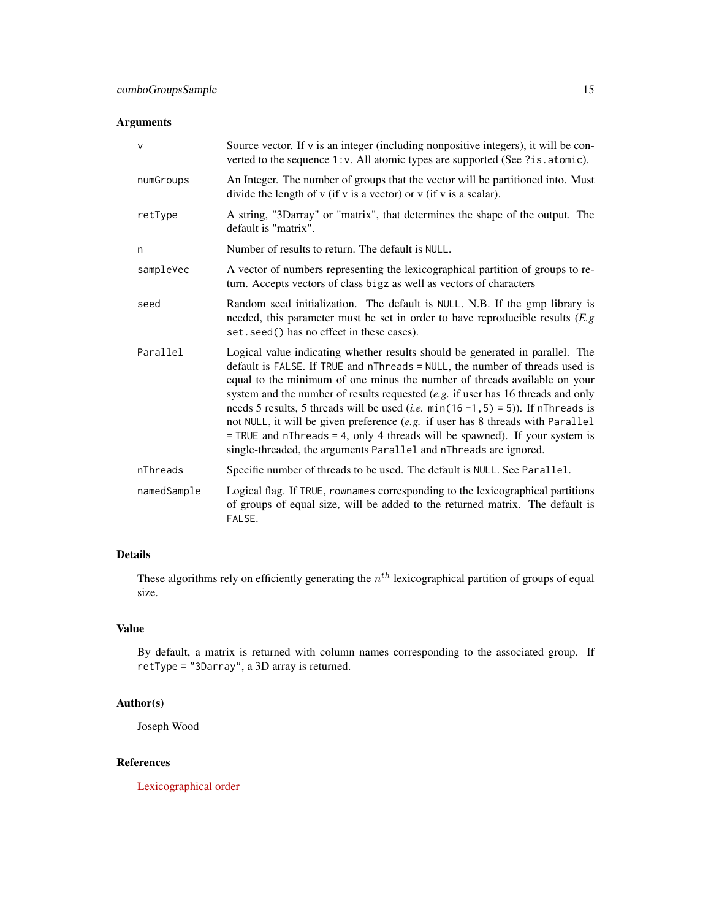## Arguments

| | |
|---|---|
| `v` | Source vector. If `v` is an integer (including nonpositive integers), it will be converted to the sequence `1:v`. All atomic types are supported (See `?is.atomic`). |
| `numGroups` | An Integer. The number of groups that the vector will be partitioned into. Must divide the length of v (if v is a vector) or v (if v is a scalar). |
| `retType` | A string, "3Darray" or "matrix", that determines the shape of the output. The default is "matrix". |
| `n` | Number of results to return. The default is `NULL`. |
| `sampleVec` | A vector of numbers representing the lexicographical partition of groups to return. Accepts vectors of class `bigz` as well as vectors of characters |
| `seed` | Random seed initialization. The default is `NULL`. N.B. If the gmp library is needed, this parameter must be set in order to have reproducible results (*E.g* `set.seed()` has no effect in these cases). |
| `Parallel` | Logical value indicating whether results should be generated in parallel. The default is `FALSE`. If `TRUE` and `nThreads = NULL`, the number of threads used is equal to the minimum of one minus the number of threads available on your system and the number of results requested (*e.g.* if user has 16 threads and only needs 5 results, 5 threads will be used (*i.e.* `min(16 -1,5) = 5`)). If `nThreads` is not `NULL`, it will be given preference (*e.g.* if user has 8 threads with `Parallel = TRUE` and `nThreads = 4`, only 4 threads will be spawned). If your system is single-threaded, the arguments `Parallel` and `nThreads` are ignored. |
| `nThreads` | Specific number of threads to be used. The default is `NULL`. See `Parallel`. |
| `namedSample` | Logical flag. If `TRUE`, `rownames` corresponding to the lexicographical partitions of groups of equal size, will be added to the returned matrix. The default is `FALSE`. |

## Details

These algorithms rely on efficiently generating the $n^{th}$ lexicographical partition of groups of equal size.

## Value

By default, a matrix is returned with column names corresponding to the associated group. If `retType = "3Darray"`, a 3D array is returned.

## Author(s)

Joseph Wood

## References

Lexicographical order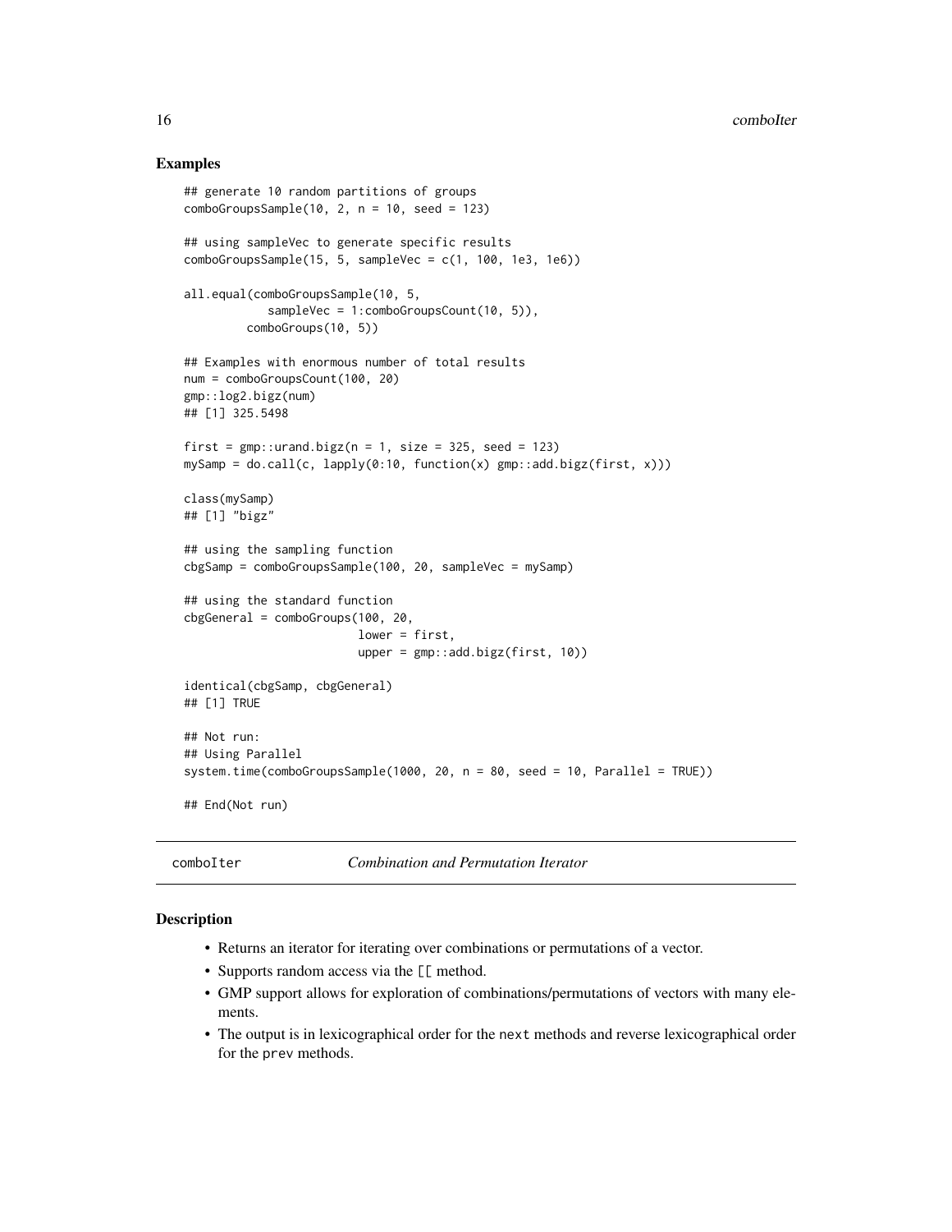## Examples

```
## generate 10 random partitions of groups
comboGroupsSample(10, 2, n = 10, seed = 123)

## using sampleVec to generate specific results
comboGroupsSample(15, 5, sampleVec = c(1, 100, 1e3, 1e6))

all.equal(comboGroupsSample(10, 5,
            sampleVec = 1:comboGroupsCount(10, 5)),
         comboGroups(10, 5))

## Examples with enormous number of total results
num = comboGroupsCount(100, 20)
gmp::log2.bigz(num)
## [1] 325.5498

first = gmp::urand.bigz(n = 1, size = 325, seed = 123)
mySamp = do.call(c, lapply(0:10, function(x) gmp::add.bigz(first, x)))

class(mySamp)
## [1] "bigz"

## using the sampling function
cbgSamp = comboGroupsSample(100, 20, sampleVec = mySamp)

## using the standard function
cbgGeneral = comboGroups(100, 20,
                         lower = first,
                         upper = gmp::add.bigz(first, 10))

identical(cbgSamp, cbgGeneral)
## [1] TRUE

## Not run:
## Using Parallel
system.time(comboGroupsSample(1000, 20, n = 80, seed = 10, Parallel = TRUE))

## End(Not run)
```

---

# comboIter — *Combination and Permutation Iterator*

## Description

- Returns an iterator for iterating over combinations or permutations of a vector.
- Supports random access via the `[[` method.
- GMP support allows for exploration of combinations/permutations of vectors with many elements.
- The output is in lexicographical order for the `next` methods and reverse lexicographical order for the `prev` methods.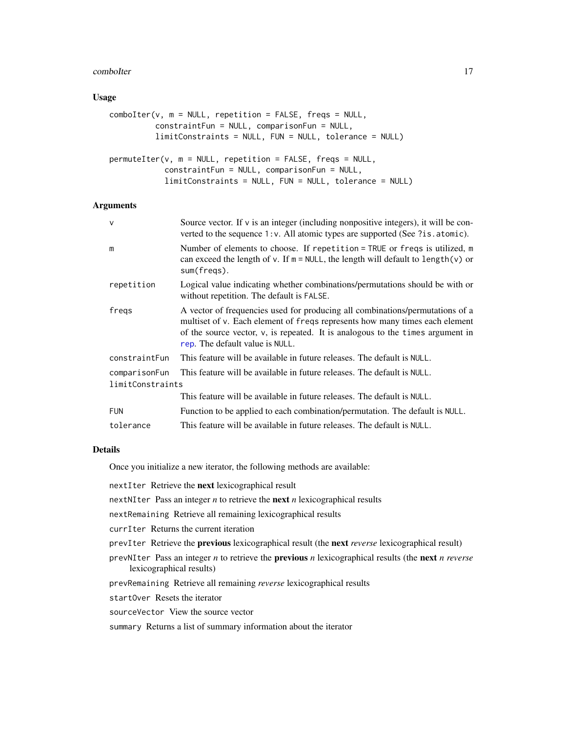## Usage

```
comboIter(v, m = NULL, repetition = FALSE, freqs = NULL,
          constraintFun = NULL, comparisonFun = NULL,
          limitConstraints = NULL, FUN = NULL, tolerance = NULL)

permuteIter(v, m = NULL, repetition = FALSE, freqs = NULL,
            constraintFun = NULL, comparisonFun = NULL,
            limitConstraints = NULL, FUN = NULL, tolerance = NULL)
```

## Arguments

| | |
|---|---|
| `v` | Source vector. If `v` is an integer (including nonpositive integers), it will be converted to the sequence `1:v`. All atomic types are supported (See `?is.atomic`). |
| `m` | Number of elements to choose. If `repetition = TRUE` or `freqs` is utilized, `m` can exceed the length of `v`. If `m = NULL`, the length will default to `length(v)` or `sum(freqs)`. |
| `repetition` | Logical value indicating whether combinations/permutations should be with or without repetition. The default is `FALSE`. |
| `freqs` | A vector of frequencies used for producing all combinations/permutations of a multiset of `v`. Each element of `freqs` represents how many times each element of the source vector, `v`, is repeated. It is analogous to the `times` argument in `rep`. The default value is `NULL`. |
| `constraintFun` | This feature will be available in future releases. The default is `NULL`. |
| `comparisonFun` | This feature will be available in future releases. The default is `NULL`. |
| `limitConstraints` | This feature will be available in future releases. The default is `NULL`. |
| `FUN` | Function to be applied to each combination/permutation. The default is `NULL`. |
| `tolerance` | This feature will be available in future releases. The default is `NULL`. |

## Details

Once you initialize a new iterator, the following methods are available:

`nextIter` Retrieve the **next** lexicographical result

`nextNIter` Pass an integer *n* to retrieve the **next** *n* lexicographical results

`nextRemaining` Retrieve all remaining lexicographical results

`currIter` Returns the current iteration

`prevIter` Retrieve the **previous** lexicographical result (the **next** *reverse* lexicographical result)

`prevNIter` Pass an integer *n* to retrieve the **previous** *n* lexicographical results (the **next** *n reverse* lexicographical results)

`prevRemaining` Retrieve all remaining *reverse* lexicographical results

`startOver` Resets the iterator

`sourceVector` View the source vector

`summary` Returns a list of summary information about the iterator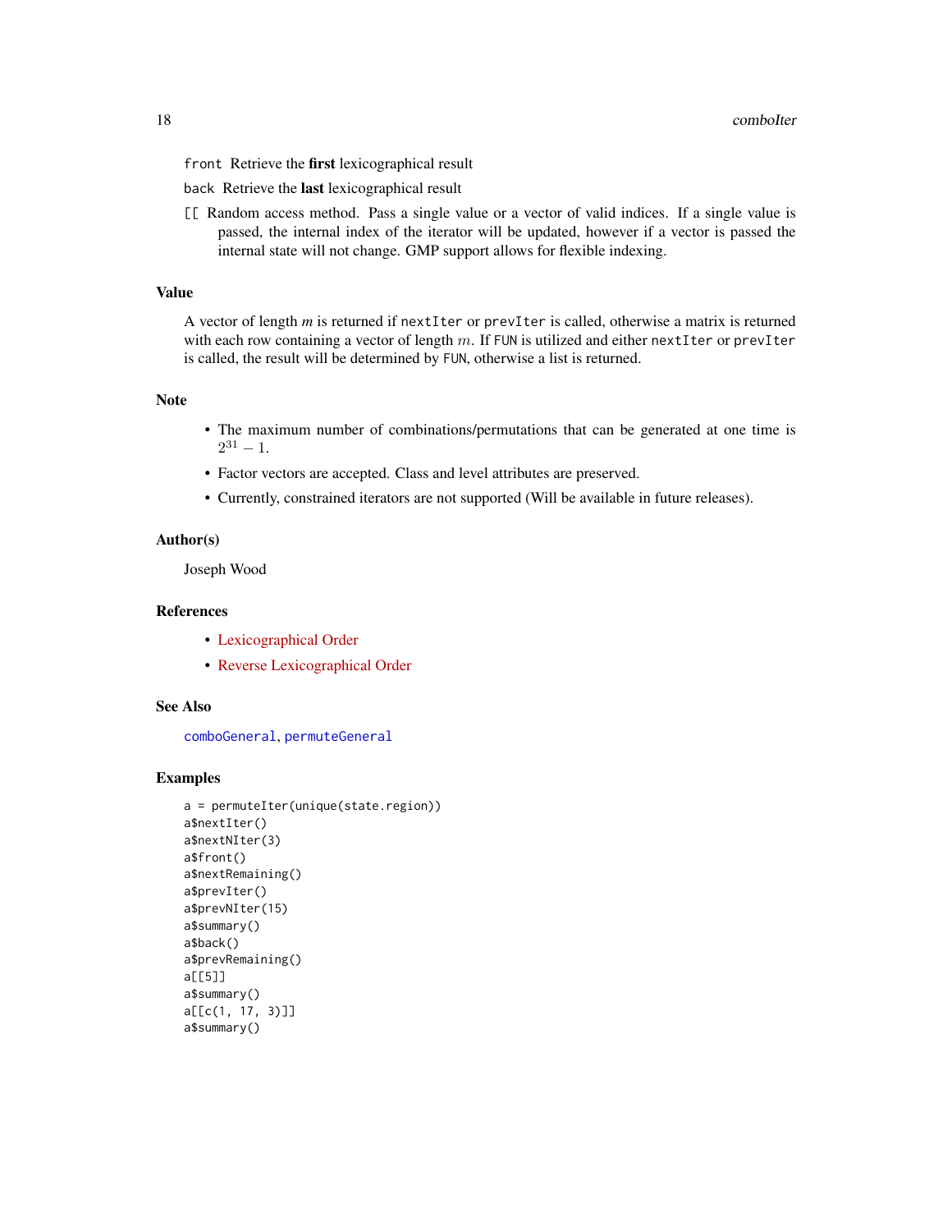front  Retrieve the **first** lexicographical result

back  Retrieve the **last** lexicographical result

[[  Random access method. Pass a single value or a vector of valid indices. If a single value is passed, the internal index of the iterator will be updated, however if a vector is passed the internal state will not change. GMP support allows for flexible indexing.

## Value

A vector of length *m* is returned if `nextIter` or `prevIter` is called, otherwise a matrix is returned with each row containing a vector of length $m$. If `FUN` is utilized and either `nextIter` or `prevIter` is called, the result will be determined by `FUN`, otherwise a list is returned.

## Note

- The maximum number of combinations/permutations that can be generated at one time is $2^{31} - 1$.
- Factor vectors are accepted. Class and level attributes are preserved.
- Currently, constrained iterators are not supported (Will be available in future releases).

## Author(s)

Joseph Wood

## References

- Lexicographical Order
- Reverse Lexicographical Order

## See Also

`comboGeneral`, `permuteGeneral`

## Examples

```
a = permuteIter(unique(state.region))
a$nextIter()
a$nextNIter(3)
a$front()
a$nextRemaining()
a$prevIter()
a$prevNIter(15)
a$summary()
a$back()
a$prevRemaining()
a[[5]]
a$summary()
a[[c(1, 17, 3)]]
a$summary()
```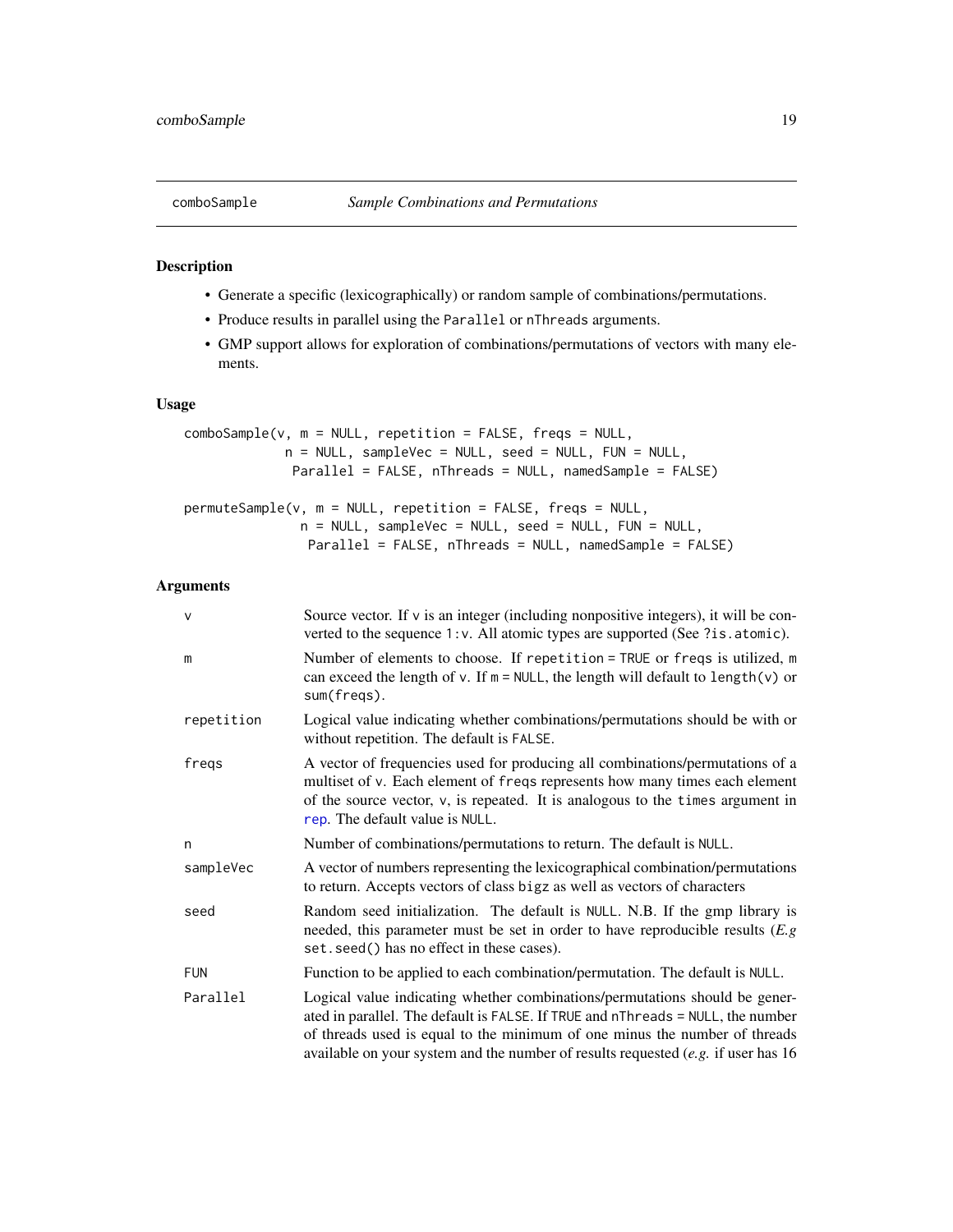## comboSample — *Sample Combinations and Permutations*

### Description

- Generate a specific (lexicographically) or random sample of combinations/permutations.
- Produce results in parallel using the `Parallel` or `nThreads` arguments.
- GMP support allows for exploration of combinations/permutations of vectors with many elements.

### Usage

```
comboSample(v, m = NULL, repetition = FALSE, freqs = NULL,
            n = NULL, sampleVec = NULL, seed = NULL, FUN = NULL,
             Parallel = FALSE, nThreads = NULL, namedSample = FALSE)

permuteSample(v, m = NULL, repetition = FALSE, freqs = NULL,
              n = NULL, sampleVec = NULL, seed = NULL, FUN = NULL,
               Parallel = FALSE, nThreads = NULL, namedSample = FALSE)
```

### Arguments

| Argument | Description |
|---|---|
| `v` | Source vector. If `v` is an integer (including nonpositive integers), it will be converted to the sequence `1:v`. All atomic types are supported (See `?is.atomic`). |
| `m` | Number of elements to choose. If `repetition = TRUE` or `freqs` is utilized, `m` can exceed the length of `v`. If `m = NULL`, the length will default to `length(v)` or `sum(freqs)`. |
| `repetition` | Logical value indicating whether combinations/permutations should be with or without repetition. The default is `FALSE`. |
| `freqs` | A vector of frequencies used for producing all combinations/permutations of a multiset of `v`. Each element of `freqs` represents how many times each element of the source vector, `v`, is repeated. It is analogous to the `times` argument in `rep`. The default value is `NULL`. |
| `n` | Number of combinations/permutations to return. The default is `NULL`. |
| `sampleVec` | A vector of numbers representing the lexicographical combination/permutations to return. Accepts vectors of class `bigz` as well as vectors of characters |
| `seed` | Random seed initialization. The default is `NULL`. N.B. If the gmp library is needed, this parameter must be set in order to have reproducible results (*E.g* `set.seed()` has no effect in these cases). |
| `FUN` | Function to be applied to each combination/permutation. The default is `NULL`. |
| `Parallel` | Logical value indicating whether combinations/permutations should be generated in parallel. The default is `FALSE`. If `TRUE` and `nThreads = NULL`, the number of threads used is equal to the minimum of one minus the number of threads available on your system and the number of results requested (*e.g.* if user has 16 |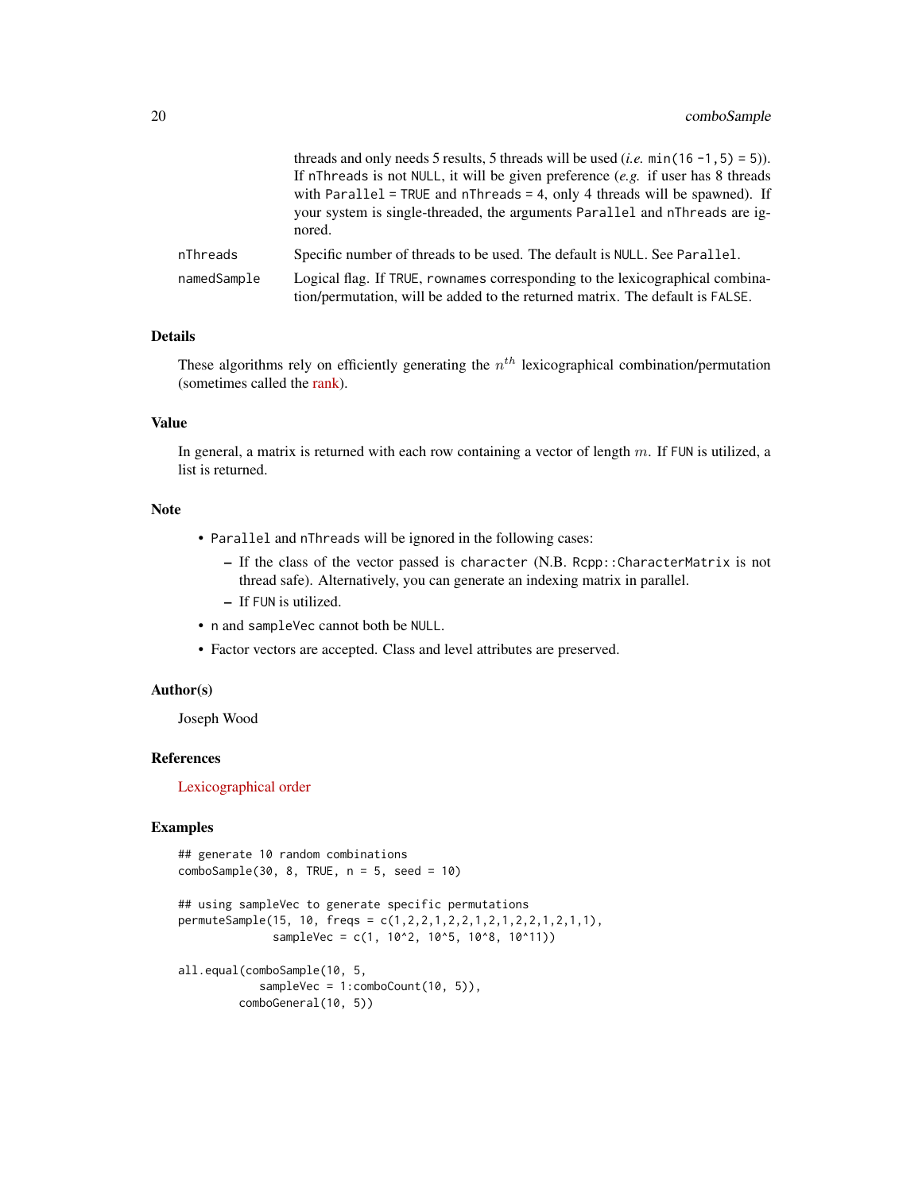| | |
|---|---|
| | threads and only needs 5 results, 5 threads will be used (*i.e.* `min(16 -1,5) = 5`). If `nThreads` is not `NULL`, it will be given preference (*e.g.* if user has 8 threads with `Parallel = TRUE` and `nThreads = 4`, only 4 threads will be spawned). If your system is single-threaded, the arguments `Parallel` and `nThreads` are ignored. |
| nThreads | Specific number of threads to be used. The default is `NULL`. See `Parallel`. |
| namedSample | Logical flag. If `TRUE`, `rownames` corresponding to the lexicographical combination/permutation, will be added to the returned matrix. The default is `FALSE`. |

### Details

These algorithms rely on efficiently generating the $n^{th}$ lexicographical combination/permutation (sometimes called the rank).

### Value

In general, a matrix is returned with each row containing a vector of length $m$. If `FUN` is utilized, a list is returned.

### Note

- `Parallel` and `nThreads` will be ignored in the following cases:
  - If the class of the vector passed is `character` (N.B. `Rcpp::CharacterMatrix` is not thread safe). Alternatively, you can generate an indexing matrix in parallel.
  - If `FUN` is utilized.
- `n` and `sampleVec` cannot both be `NULL`.
- Factor vectors are accepted. Class and level attributes are preserved.

### Author(s)

Joseph Wood

### References

Lexicographical order

### Examples

```
## generate 10 random combinations
comboSample(30, 8, TRUE, n = 5, seed = 10)

## using sampleVec to generate specific permutations
permuteSample(15, 10, freqs = c(1,2,2,1,2,2,1,2,1,2,2,1,2,1,1),
              sampleVec = c(1, 10^2, 10^5, 10^8, 10^11))

all.equal(comboSample(10, 5,
            sampleVec = 1:comboCount(10, 5)),
         comboGeneral(10, 5))
```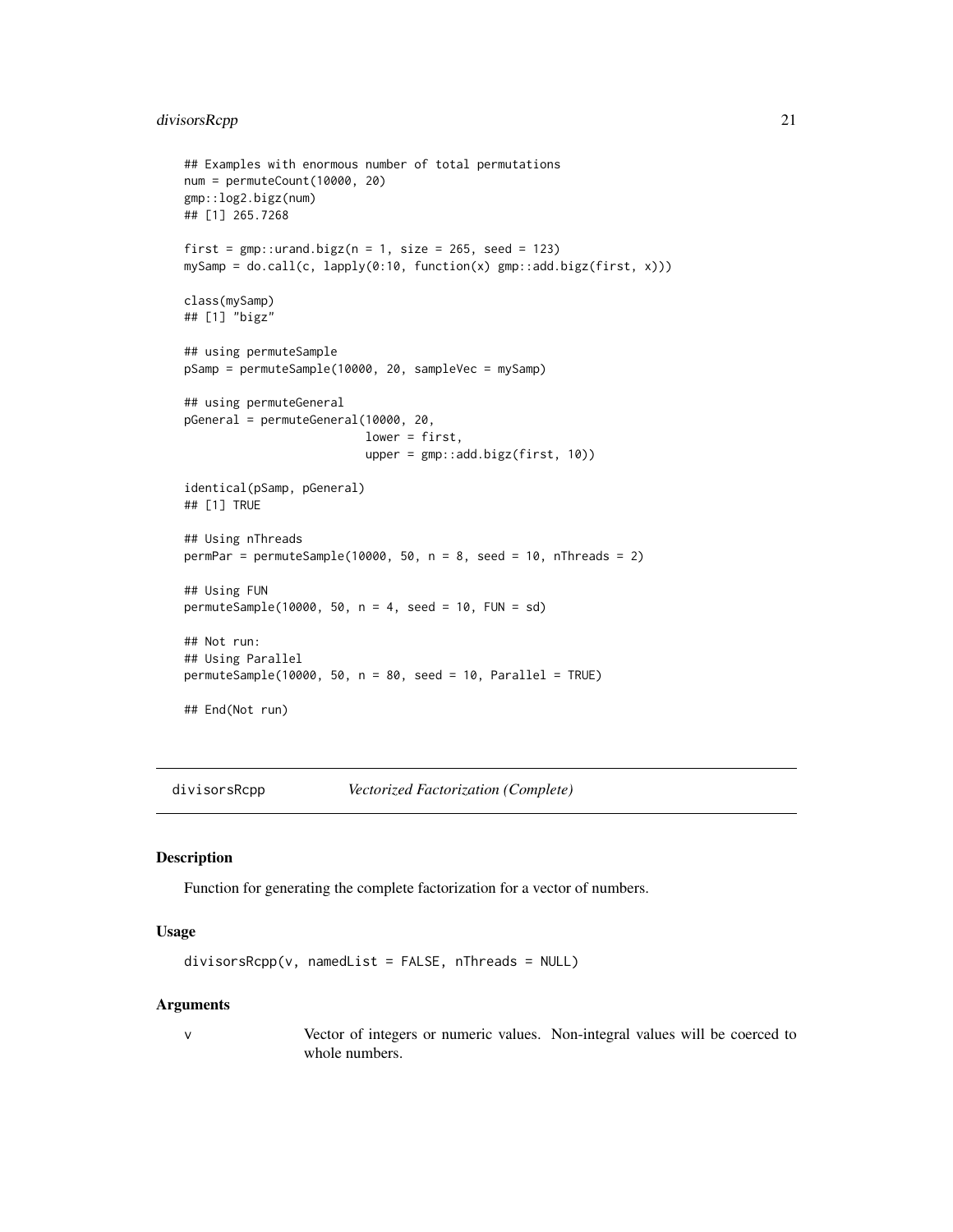```
## Examples with enormous number of total permutations
num = permuteCount(10000, 20)
gmp::log2.bigz(num)
## [1] 265.7268

first = gmp::urand.bigz(n = 1, size = 265, seed = 123)
mySamp = do.call(c, lapply(0:10, function(x) gmp::add.bigz(first, x)))

class(mySamp)
## [1] "bigz"

## using permuteSample
pSamp = permuteSample(10000, 20, sampleVec = mySamp)

## using permuteGeneral
pGeneral = permuteGeneral(10000, 20,
                          lower = first,
                          upper = gmp::add.bigz(first, 10))

identical(pSamp, pGeneral)
## [1] TRUE

## Using nThreads
permPar = permuteSample(10000, 50, n = 8, seed = 10, nThreads = 2)

## Using FUN
permuteSample(10000, 50, n = 4, seed = 10, FUN = sd)

## Not run:
## Using Parallel
permuteSample(10000, 50, n = 80, seed = 10, Parallel = TRUE)

## End(Not run)
```

## divisorsRcpp *Vectorized Factorization (Complete)*

### Description

Function for generating the complete factorization for a vector of numbers.

### Usage

```
divisorsRcpp(v, namedList = FALSE, nThreads = NULL)
```

### Arguments

| | |
|---|---|
| v | Vector of integers or numeric values. Non-integral values will be coerced to whole numbers. |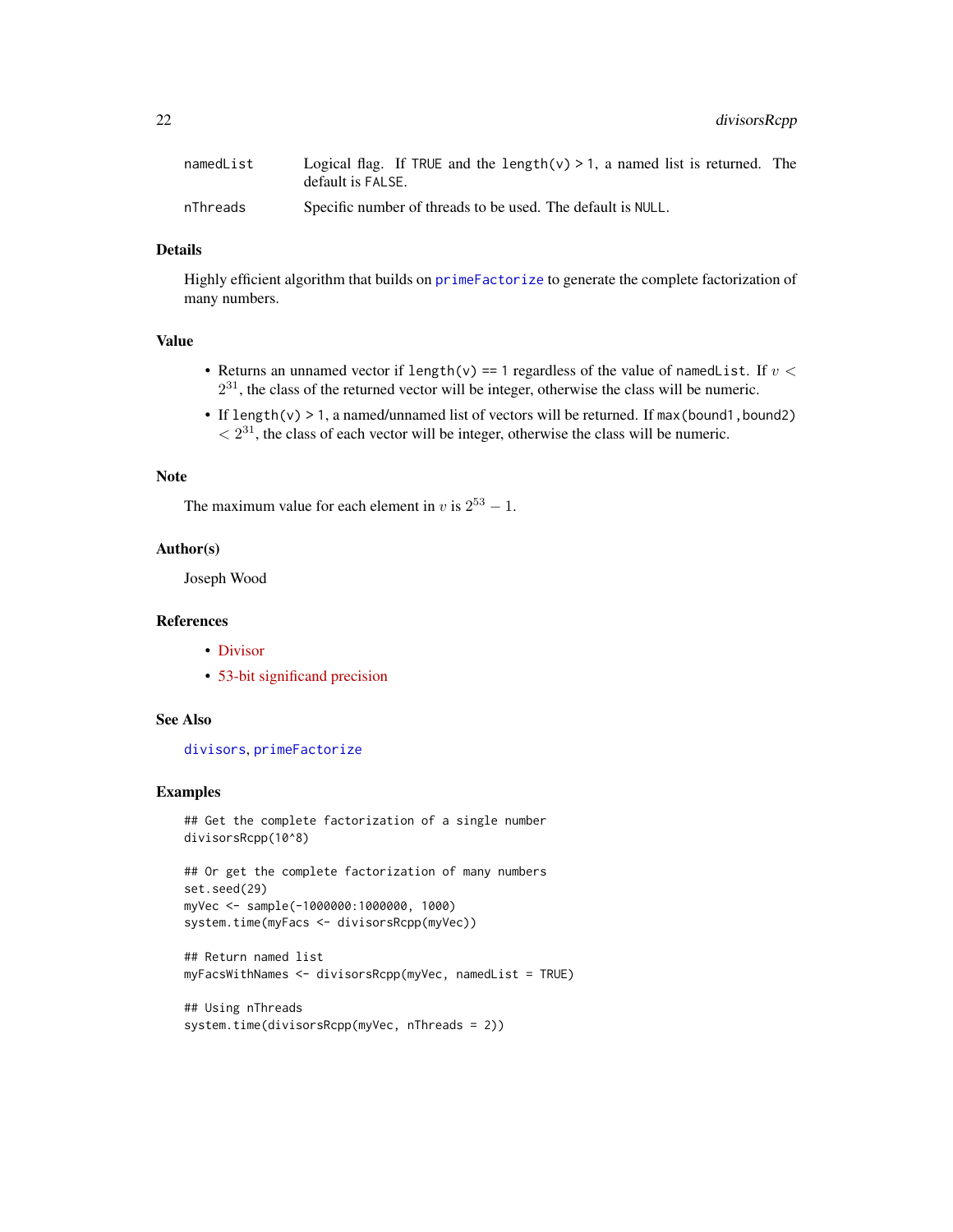| | |
|---|---|
| namedList | Logical flag. If TRUE and the length(v) > 1, a named list is returned. The default is FALSE. |
| nThreads | Specific number of threads to be used. The default is NULL. |

## Details

Highly efficient algorithm that builds on primeFactorize to generate the complete factorization of many numbers.

## Value

- Returns an unnamed vector if length(v) == 1 regardless of the value of namedList. If $v < 2^{31}$, the class of the returned vector will be integer, otherwise the class will be numeric.
- If length(v) > 1, a named/unnamed list of vectors will be returned. If max(bound1,bound2) $< 2^{31}$, the class of each vector will be integer, otherwise the class will be numeric.

## Note

The maximum value for each element in $v$ is $2^{53} - 1$.

## Author(s)

Joseph Wood

## References

- Divisor
- 53-bit significand precision

## See Also

divisors, primeFactorize

## Examples

```
## Get the complete factorization of a single number
divisorsRcpp(10^8)

## Or get the complete factorization of many numbers
set.seed(29)
myVec <- sample(-1000000:1000000, 1000)
system.time(myFacs <- divisorsRcpp(myVec))

## Return named list
myFacsWithNames <- divisorsRcpp(myVec, namedList = TRUE)

## Using nThreads
system.time(divisorsRcpp(myVec, nThreads = 2))
```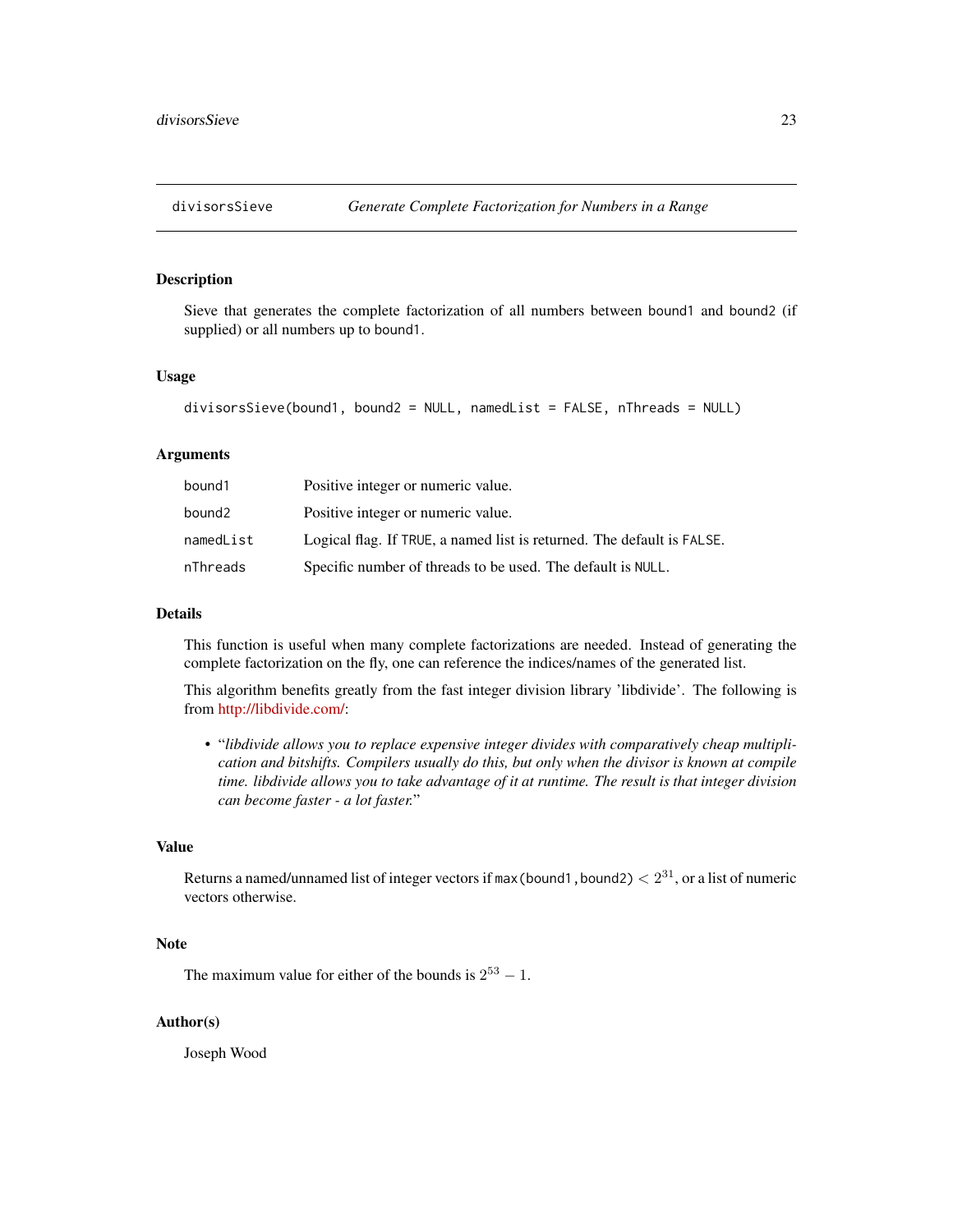## divisorsSieve *Generate Complete Factorization for Numbers in a Range*

### Description

Sieve that generates the complete factorization of all numbers between `bound1` and `bound2` (if supplied) or all numbers up to `bound1`.

### Usage

```
divisorsSieve(bound1, bound2 = NULL, namedList = FALSE, nThreads = NULL)
```

### Arguments

| | |
|---|---|
| `bound1` | Positive integer or numeric value. |
| `bound2` | Positive integer or numeric value. |
| `namedList` | Logical flag. If `TRUE`, a named list is returned. The default is `FALSE`. |
| `nThreads` | Specific number of threads to be used. The default is `NULL`. |

### Details

This function is useful when many complete factorizations are needed. Instead of generating the complete factorization on the fly, one can reference the indices/names of the generated list.

This algorithm benefits greatly from the fast integer division library 'libdivide'. The following is from http://libdivide.com/:

- "*libdivide allows you to replace expensive integer divides with comparatively cheap multiplication and bitshifts. Compilers usually do this, but only when the divisor is known at compile time. libdivide allows you to take advantage of it at runtime. The result is that integer division can become faster - a lot faster.*"

### Value

Returns a named/unnamed list of integer vectors if `max(bound1,bound2)` $< 2^{31}$, or a list of numeric vectors otherwise.

### Note

The maximum value for either of the bounds is $2^{53} - 1$.

### Author(s)

Joseph Wood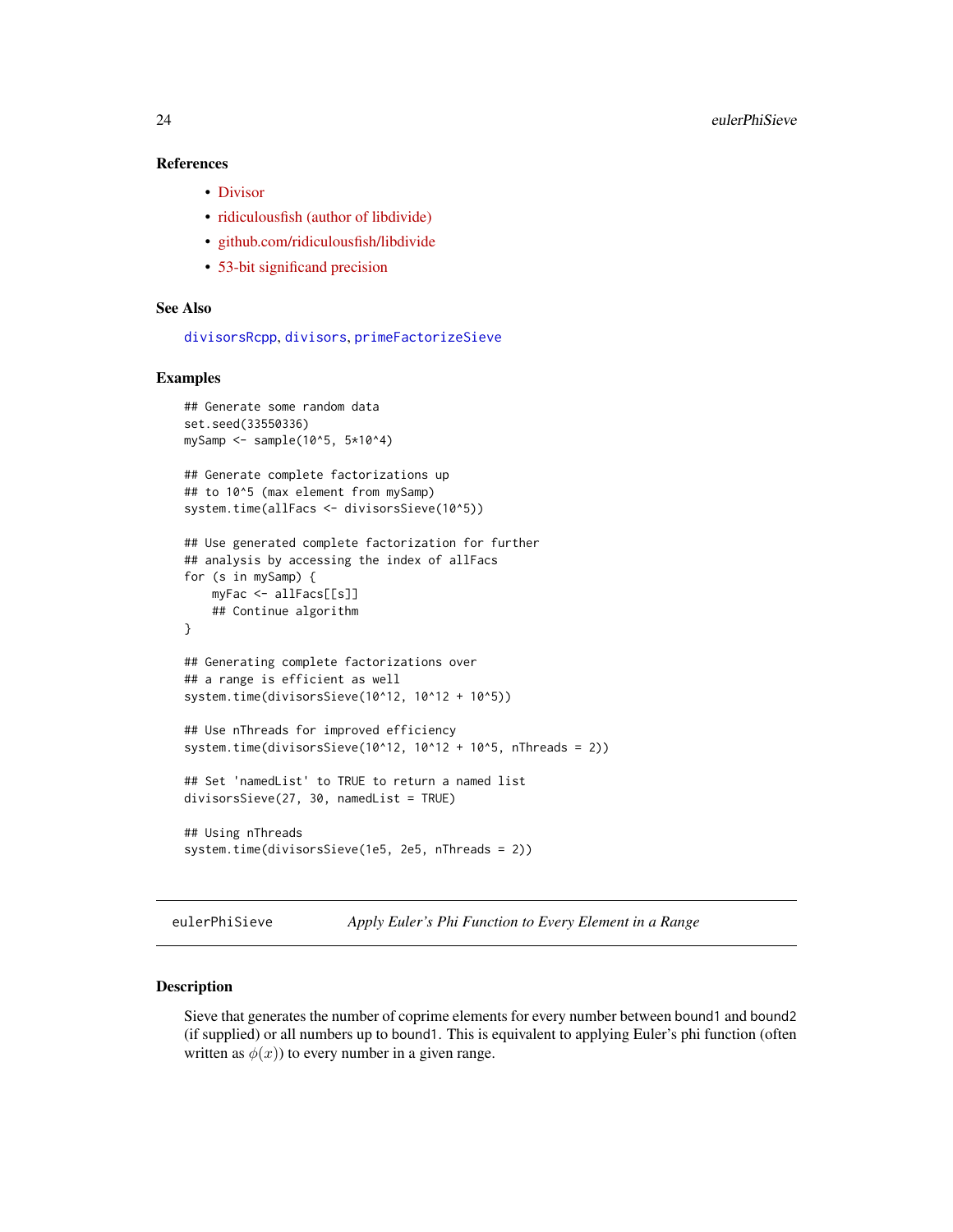### References

- Divisor
- ridiculousfish (author of libdivide)
- github.com/ridiculousfish/libdivide
- 53-bit significand precision

### See Also

divisorsRcpp, divisors, primeFactorizeSieve

### Examples

```
## Generate some random data
set.seed(33550336)
mySamp <- sample(10^5, 5*10^4)

## Generate complete factorizations up
## to 10^5 (max element from mySamp)
system.time(allFacs <- divisorsSieve(10^5))

## Use generated complete factorization for further
## analysis by accessing the index of allFacs
for (s in mySamp) {
    myFac <- allFacs[[s]]
    ## Continue algorithm
}

## Generating complete factorizations over
## a range is efficient as well
system.time(divisorsSieve(10^12, 10^12 + 10^5))

## Use nThreads for improved efficiency
system.time(divisorsSieve(10^12, 10^12 + 10^5, nThreads = 2))

## Set 'namedList' to TRUE to return a named list
divisorsSieve(27, 30, namedList = TRUE)

## Using nThreads
system.time(divisorsSieve(1e5, 2e5, nThreads = 2))
```

---

## eulerPhiSieve — *Apply Euler's Phi Function to Every Element in a Range*

---

### Description

Sieve that generates the number of coprime elements for every number between bound1 and bound2 (if supplied) or all numbers up to bound1. This is equivalent to applying Euler's phi function (often written as $\phi(x)$) to every number in a given range.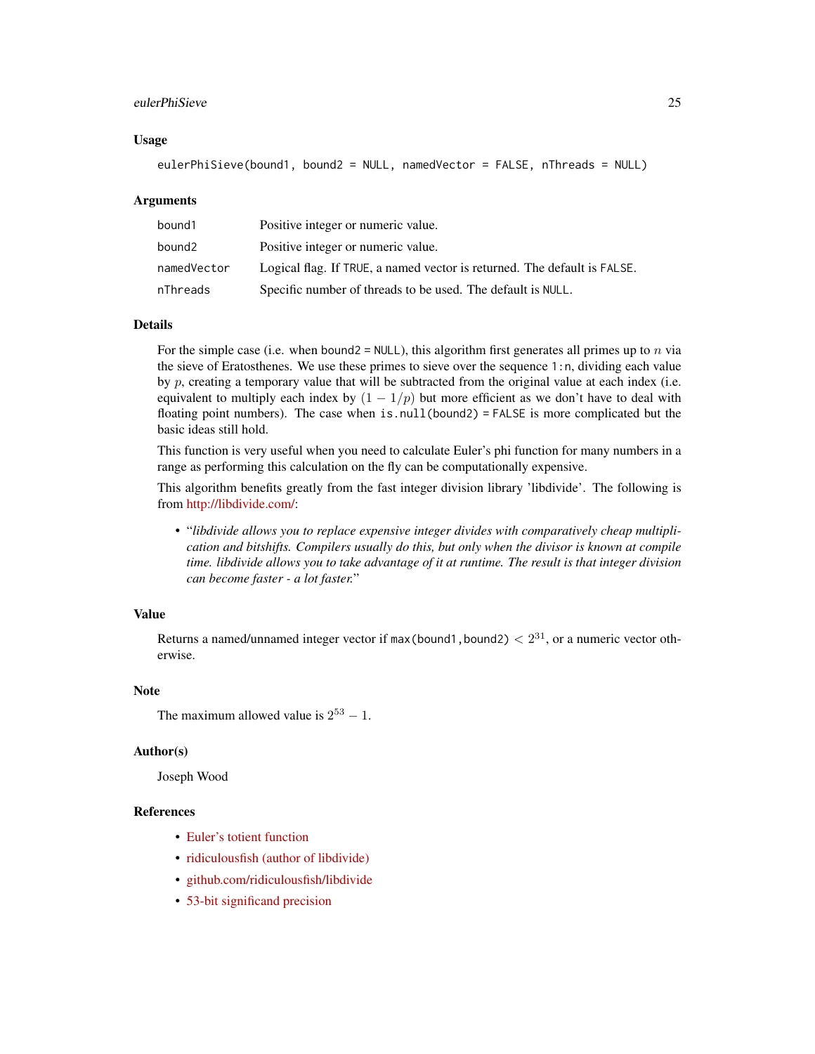### Usage

```
eulerPhiSieve(bound1, bound2 = NULL, namedVector = FALSE, nThreads = NULL)
```

### Arguments

| | |
|---|---|
| bound1 | Positive integer or numeric value. |
| bound2 | Positive integer or numeric value. |
| namedVector | Logical flag. If TRUE, a named vector is returned. The default is FALSE. |
| nThreads | Specific number of threads to be used. The default is NULL. |

### Details

For the simple case (i.e. when bound2 = NULL), this algorithm first generates all primes up to $n$ via the sieve of Eratosthenes. We use these primes to sieve over the sequence 1:n, dividing each value by $p$, creating a temporary value that will be subtracted from the original value at each index (i.e. equivalent to multiply each index by $(1 - 1/p)$ but more efficient as we don't have to deal with floating point numbers). The case when is.null(bound2) = FALSE is more complicated but the basic ideas still hold.

This function is very useful when you need to calculate Euler's phi function for many numbers in a range as performing this calculation on the fly can be computationally expensive.

This algorithm benefits greatly from the fast integer division library 'libdivide'. The following is from http://libdivide.com/:

- "*libdivide allows you to replace expensive integer divides with comparatively cheap multiplication and bitshifts. Compilers usually do this, but only when the divisor is known at compile time. libdivide allows you to take advantage of it at runtime. The result is that integer division can become faster - a lot faster.*"

### Value

Returns a named/unnamed integer vector if max(bound1,bound2) $< 2^{31}$, or a numeric vector otherwise.

### Note

The maximum allowed value is $2^{53} - 1$.

### Author(s)

Joseph Wood

### References

- Euler's totient function
- ridiculousfish (author of libdivide)
- github.com/ridiculousfish/libdivide
- 53-bit significand precision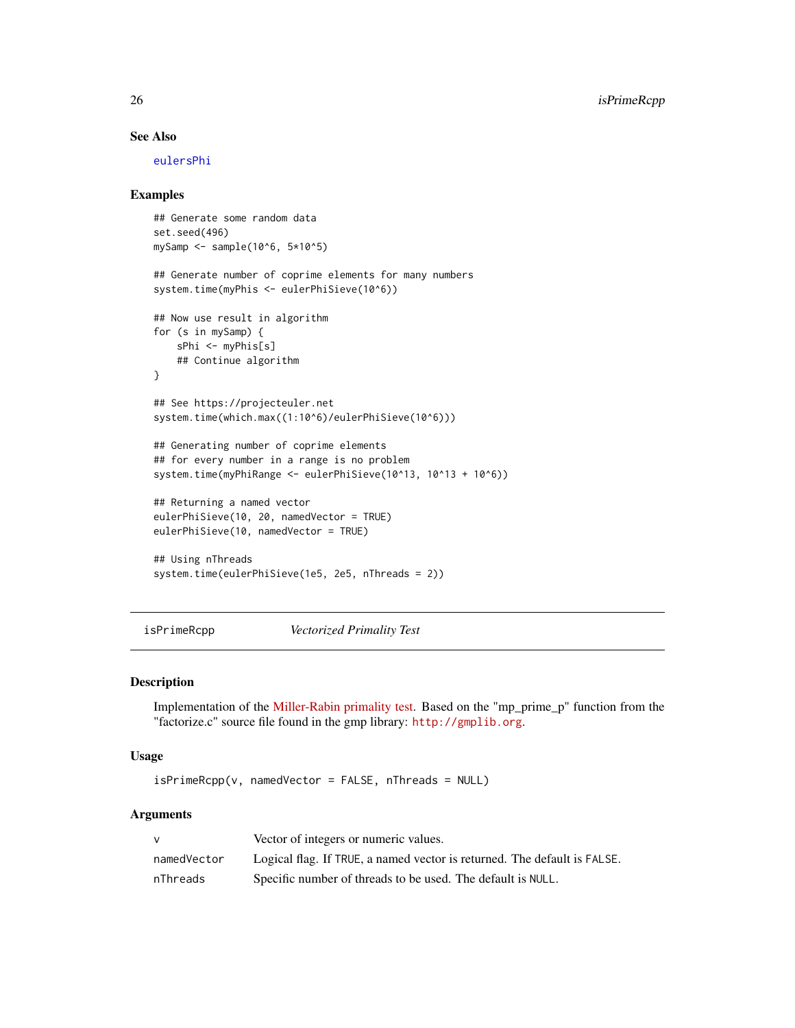### See Also

eulersPhi

### Examples

```
## Generate some random data
set.seed(496)
mySamp <- sample(10^6, 5*10^5)

## Generate number of coprime elements for many numbers
system.time(myPhis <- eulerPhiSieve(10^6))

## Now use result in algorithm
for (s in mySamp) {
    sPhi <- myPhis[s]
    ## Continue algorithm
}

## See https://projecteuler.net
system.time(which.max((1:10^6)/eulerPhiSieve(10^6)))

## Generating number of coprime elements
## for every number in a range is no problem
system.time(myPhiRange <- eulerPhiSieve(10^13, 10^13 + 10^6))

## Returning a named vector
eulerPhiSieve(10, 20, namedVector = TRUE)
eulerPhiSieve(10, namedVector = TRUE)

## Using nThreads
system.time(eulerPhiSieve(1e5, 2e5, nThreads = 2))
```

---

## isPrimeRcpp — *Vectorized Primality Test*

### Description

Implementation of the Miller-Rabin primality test. Based on the "mp_prime_p" function from the "factorize.c" source file found in the gmp library: http://gmplib.org.

### Usage

```
isPrimeRcpp(v, namedVector = FALSE, nThreads = NULL)
```

### Arguments

| | |
|---|---|
| v | Vector of integers or numeric values. |
| namedVector | Logical flag. If TRUE, a named vector is returned. The default is FALSE. |
| nThreads | Specific number of threads to be used. The default is NULL. |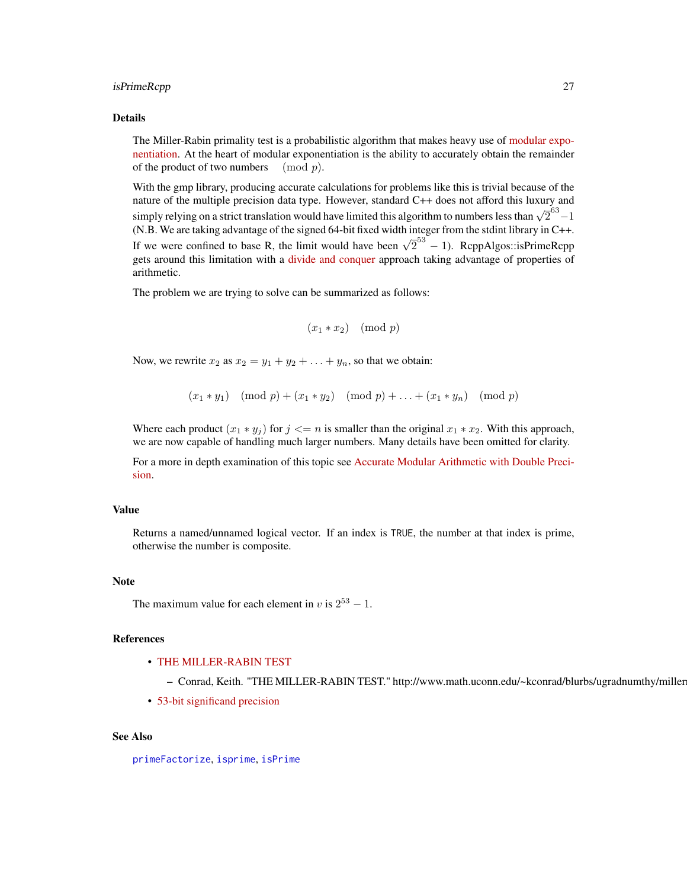### Details

The Miller-Rabin primality test is a probabilistic algorithm that makes heavy use of modular exponentiation. At the heart of modular exponentiation is the ability to accurately obtain the remainder of the product of two numbers $\pmod p$.

With the gmp library, producing accurate calculations for problems like this is trivial because of the nature of the multiple precision data type. However, standard C++ does not afford this luxury and simply relying on a strict translation would have limited this algorithm to numbers less than $\sqrt{2}^{63} - 1$ (N.B. We are taking advantage of the signed 64-bit fixed width integer from the stdint library in C++. If we were confined to base R, the limit would have been $\sqrt{2}^{53} - 1$). RcppAlgos::isPrimeRcpp gets around this limitation with a divide and conquer approach taking advantage of properties of arithmetic.

The problem we are trying to solve can be summarized as follows:

$$(x_1 * x_2) \pmod p$$

Now, we rewrite $x_2$ as $x_2 = y_1 + y_2 + \ldots + y_n$, so that we obtain:

$$(x_1 * y_1) \pmod p + (x_1 * y_2) \pmod p + \ldots + (x_1 * y_n) \pmod p$$

Where each product $(x_1 * y_j)$ for $j <= n$ is smaller than the original $x_1 * x_2$. With this approach, we are now capable of handling much larger numbers. Many details have been omitted for clarity.

For a more in depth examination of this topic see Accurate Modular Arithmetic with Double Precision.

### Value

Returns a named/unnamed logical vector. If an index is TRUE, the number at that index is prime, otherwise the number is composite.

### Note

The maximum value for each element in $v$ is $2^{53} - 1$.

### References

- THE MILLER-RABIN TEST
  - Conrad, Keith. "THE MILLER-RABIN TEST." http://www.math.uconn.edu/~kconrad/blurbs/ugradnumthy/millerr
- 53-bit significand precision

### See Also

primeFactorize, isprime, isPrime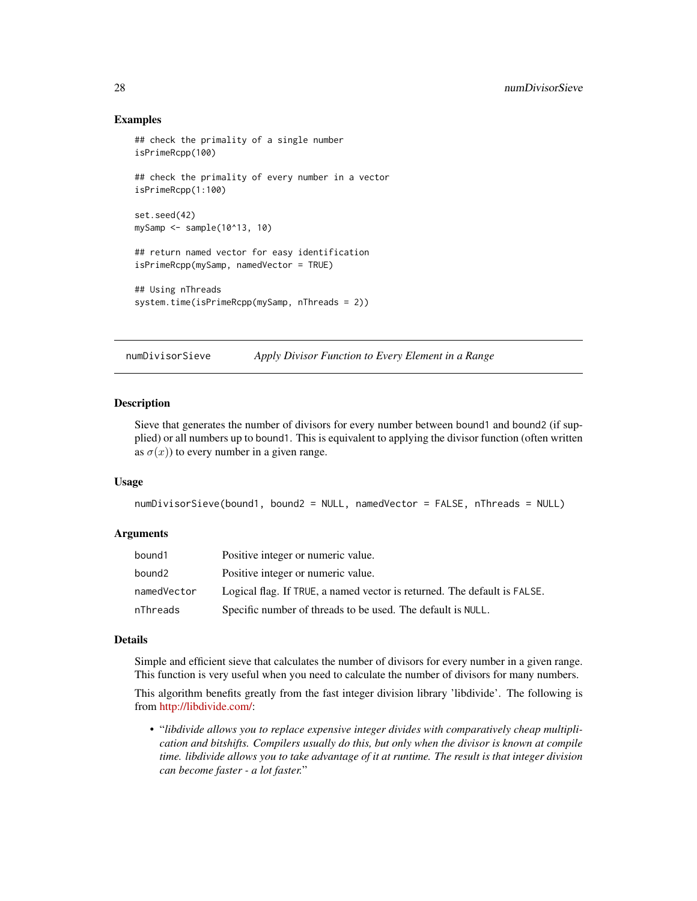## Examples

```
## check the primality of a single number
isPrimeRcpp(100)

## check the primality of every number in a vector
isPrimeRcpp(1:100)

set.seed(42)
mySamp <- sample(10^13, 10)

## return named vector for easy identification
isPrimeRcpp(mySamp, namedVector = TRUE)

## Using nThreads
system.time(isPrimeRcpp(mySamp, nThreads = 2))
```

---

# numDivisorSieve — *Apply Divisor Function to Every Element in a Range*

## Description

Sieve that generates the number of divisors for every number between bound1 and bound2 (if supplied) or all numbers up to bound1. This is equivalent to applying the divisor function (often written as $\sigma(x)$) to every number in a given range.

## Usage

```
numDivisorSieve(bound1, bound2 = NULL, namedVector = FALSE, nThreads = NULL)
```

## Arguments

| | |
|---|---|
| bound1 | Positive integer or numeric value. |
| bound2 | Positive integer or numeric value. |
| namedVector | Logical flag. If TRUE, a named vector is returned. The default is FALSE. |
| nThreads | Specific number of threads to be used. The default is NULL. |

## Details

Simple and efficient sieve that calculates the number of divisors for every number in a given range. This function is very useful when you need to calculate the number of divisors for many numbers.

This algorithm benefits greatly from the fast integer division library 'libdivide'. The following is from http://libdivide.com/:

- "*libdivide allows you to replace expensive integer divides with comparatively cheap multiplication and bitshifts. Compilers usually do this, but only when the divisor is known at compile time. libdivide allows you to take advantage of it at runtime. The result is that integer division can become faster - a lot faster.*"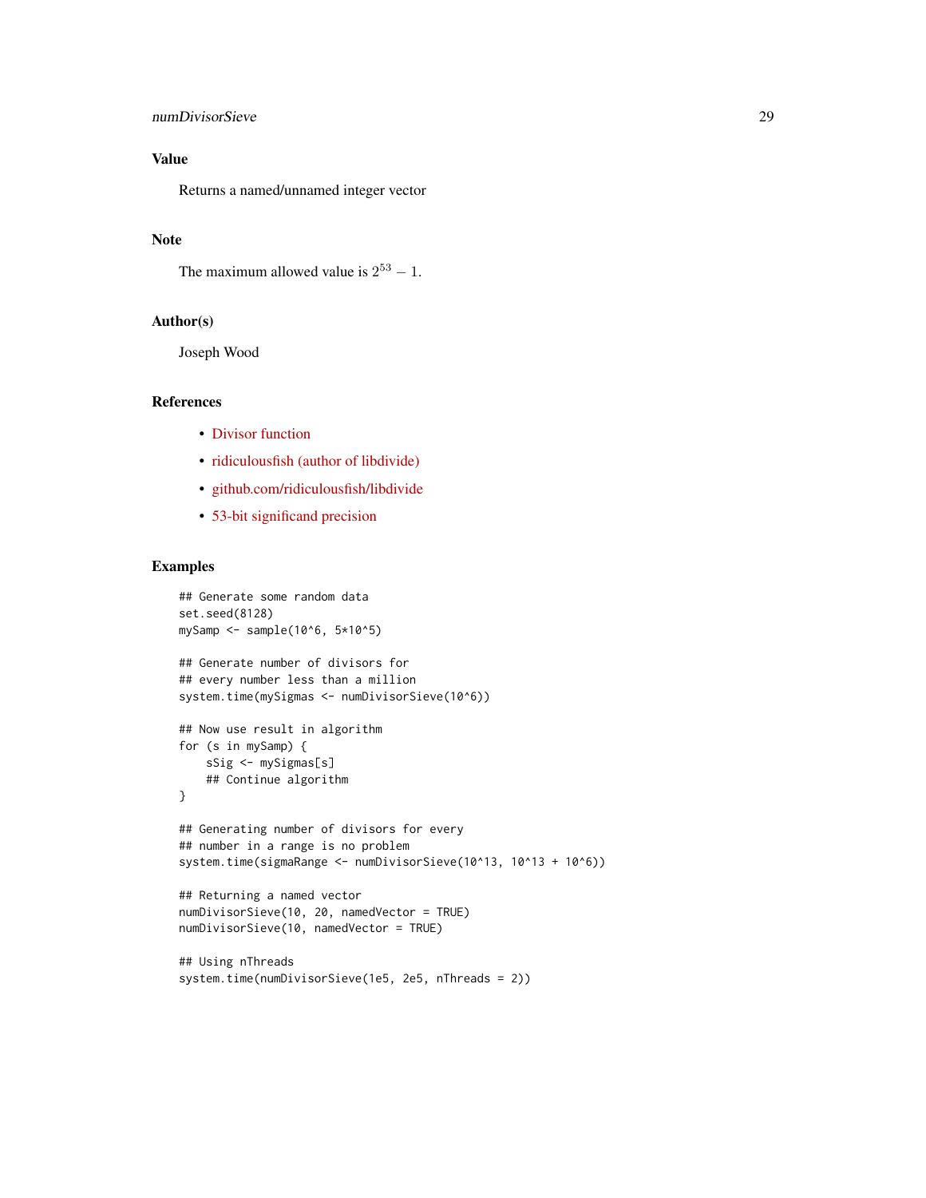## Value

Returns a named/unnamed integer vector

## Note

The maximum allowed value is $2^{53} - 1$.

## Author(s)

Joseph Wood

## References

- Divisor function
- ridiculousfish (author of libdivide)
- github.com/ridiculousfish/libdivide
- 53-bit significand precision

## Examples

```
## Generate some random data
set.seed(8128)
mySamp <- sample(10^6, 5*10^5)

## Generate number of divisors for
## every number less than a million
system.time(mySigmas <- numDivisorSieve(10^6))

## Now use result in algorithm
for (s in mySamp) {
    sSig <- mySigmas[s]
    ## Continue algorithm
}

## Generating number of divisors for every
## number in a range is no problem
system.time(sigmaRange <- numDivisorSieve(10^13, 10^13 + 10^6))

## Returning a named vector
numDivisorSieve(10, 20, namedVector = TRUE)
numDivisorSieve(10, namedVector = TRUE)

## Using nThreads
system.time(numDivisorSieve(1e5, 2e5, nThreads = 2))
```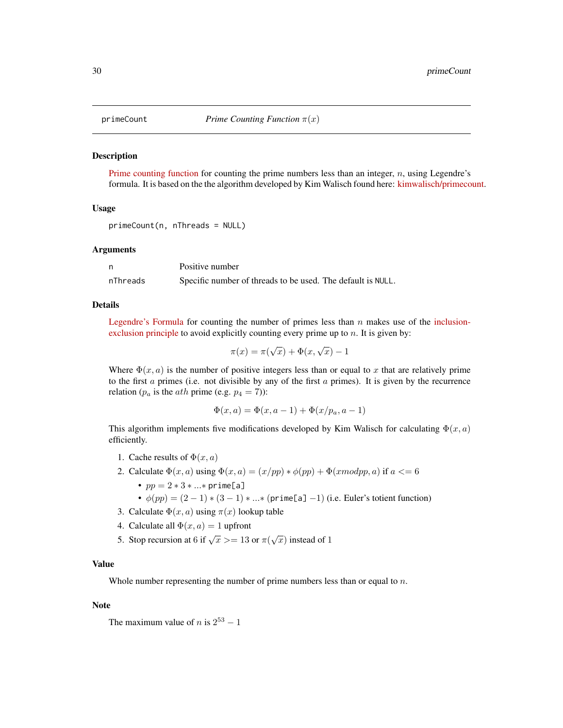## primeCount — *Prime Counting Function $\pi(x)$*

### Description

Prime counting function for counting the prime numbers less than an integer, $n$, using Legendre's formula. It is based on the the algorithm developed by Kim Walisch found here: kimwalisch/primecount.

### Usage

```
primeCount(n, nThreads = NULL)
```

### Arguments

| | |
|---|---|
| `n` | Positive number |
| `nThreads` | Specific number of threads to be used. The default is `NULL`. |

### Details

Legendre's Formula for counting the number of primes less than $n$ makes use of the inclusion-exclusion principle to avoid explicitly counting every prime up to $n$. It is given by:

$$\pi(x) = \pi(\sqrt{x}) + \Phi(x, \sqrt{x}) - 1$$

Where $\Phi(x, a)$ is the number of positive integers less than or equal to $x$ that are relatively prime to the first $a$ primes (i.e. not divisible by any of the first $a$ primes). It is given by the recurrence relation ($p_a$ is the $ath$ prime (e.g. $p_4 = 7$)):

$$\Phi(x, a) = \Phi(x, a - 1) + \Phi(x/p_a, a - 1)$$

This algorithm implements five modifications developed by Kim Walisch for calculating $\Phi(x, a)$ efficiently.

1. Cache results of $\Phi(x, a)$
2. Calculate $\Phi(x, a)$ using $\Phi(x, a) = (x/pp) * \phi(pp) + \Phi(x mod pp, a)$ if $a <= 6$
   - $pp = 2 * 3 * ... *$ `prime[a]`
   - $\phi(pp) = (2 - 1) * (3 - 1) * ... *$ (`prime[a]` $-1$) (i.e. Euler's totient function)
3. Calculate $\Phi(x, a)$ using $\pi(x)$ lookup table
4. Calculate all $\Phi(x, a) = 1$ upfront
5. Stop recursion at 6 if $\sqrt{x} >= 13$ or $\pi(\sqrt{x})$ instead of 1

### Value

Whole number representing the number of prime numbers less than or equal to $n$.

### Note

The maximum value of $n$ is $2^{53} - 1$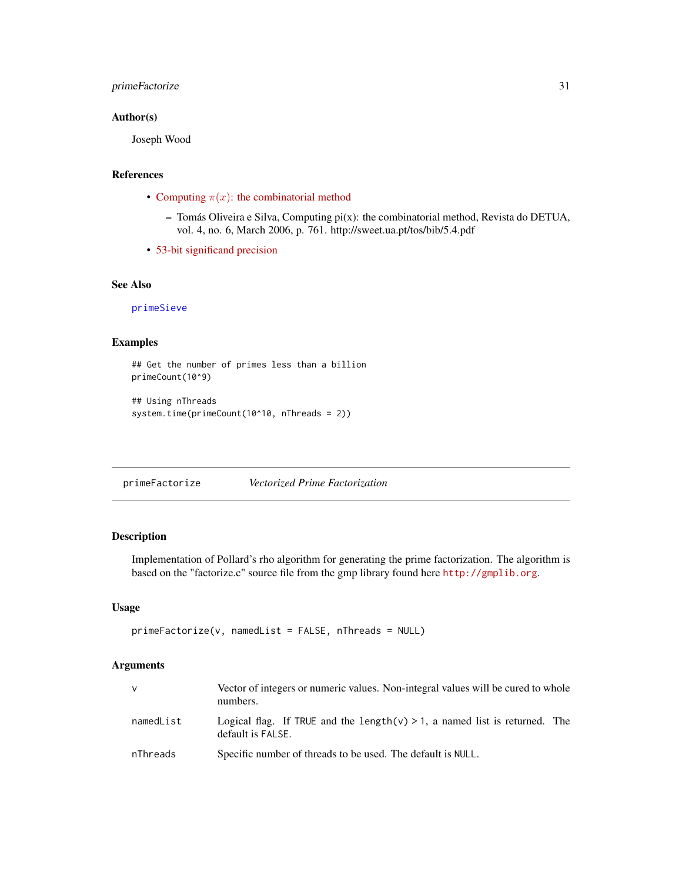### Author(s)

Joseph Wood

### References

- Computing $\pi(x)$: the combinatorial method
  - Tomás Oliveira e Silva, Computing pi(x): the combinatorial method, Revista do DETUA, vol. 4, no. 6, March 2006, p. 761. http://sweet.ua.pt/tos/bib/5.4.pdf
- 53-bit significand precision

### See Also

primeSieve

### Examples

```
## Get the number of primes less than a billion
primeCount(10^9)

## Using nThreads
system.time(primeCount(10^10, nThreads = 2))
```

---

## primeFactorize — *Vectorized Prime Factorization*

---

### Description

Implementation of Pollard's rho algorithm for generating the prime factorization. The algorithm is based on the "factorize.c" source file from the gmp library found here http://gmplib.org.

### Usage

```
primeFactorize(v, namedList = FALSE, nThreads = NULL)
```

### Arguments

| | |
|---|---|
| v | Vector of integers or numeric values. Non-integral values will be cured to whole numbers. |
| namedList | Logical flag. If TRUE and the length(v) > 1, a named list is returned. The default is FALSE. |
| nThreads | Specific number of threads to be used. The default is NULL. |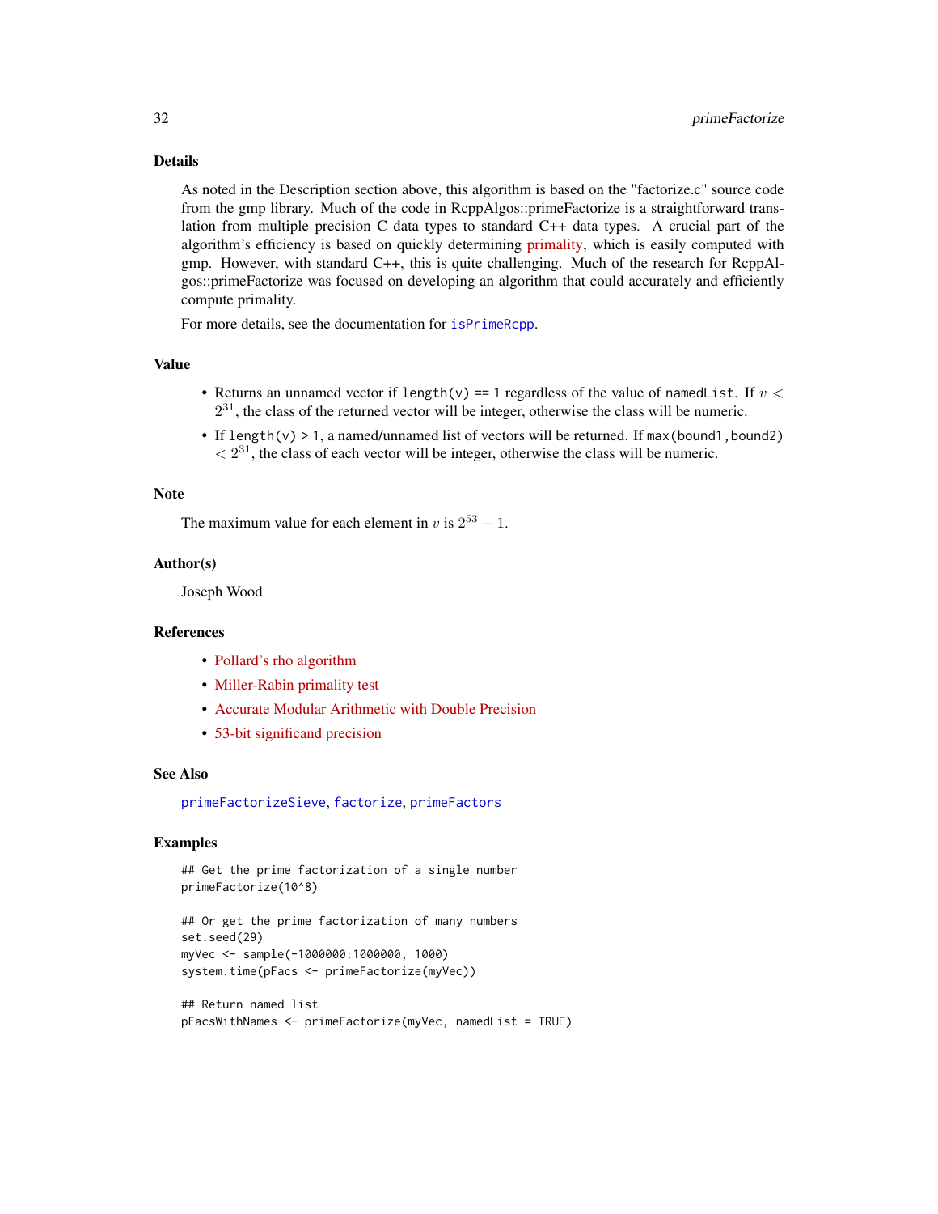## Details

As noted in the Description section above, this algorithm is based on the "factorize.c" source code from the gmp library. Much of the code in RcppAlgos::primeFactorize is a straightforward translation from multiple precision C data types to standard C++ data types. A crucial part of the algorithm's efficiency is based on quickly determining primality, which is easily computed with gmp. However, with standard C++, this is quite challenging. Much of the research for RcppAlgos::primeFactorize was focused on developing an algorithm that could accurately and efficiently compute primality.

For more details, see the documentation for `isPrimeRcpp`.

## Value

- Returns an unnamed vector if `length(v) == 1` regardless of the value of `namedList`. If $v < 2^{31}$, the class of the returned vector will be integer, otherwise the class will be numeric.
- If `length(v) > 1`, a named/unnamed list of vectors will be returned. If `max(bound1,bound2)` $< 2^{31}$, the class of each vector will be integer, otherwise the class will be numeric.

## Note

The maximum value for each element in $v$ is $2^{53} - 1$.

## Author(s)

Joseph Wood

## References

- Pollard's rho algorithm
- Miller-Rabin primality test
- Accurate Modular Arithmetic with Double Precision
- 53-bit significand precision

## See Also

`primeFactorizeSieve`, `factorize`, `primeFactors`

## Examples

```
## Get the prime factorization of a single number
primeFactorize(10^8)

## Or get the prime factorization of many numbers
set.seed(29)
myVec <- sample(-1000000:1000000, 1000)
system.time(pFacs <- primeFactorize(myVec))

## Return named list
pFacsWithNames <- primeFactorize(myVec, namedList = TRUE)
```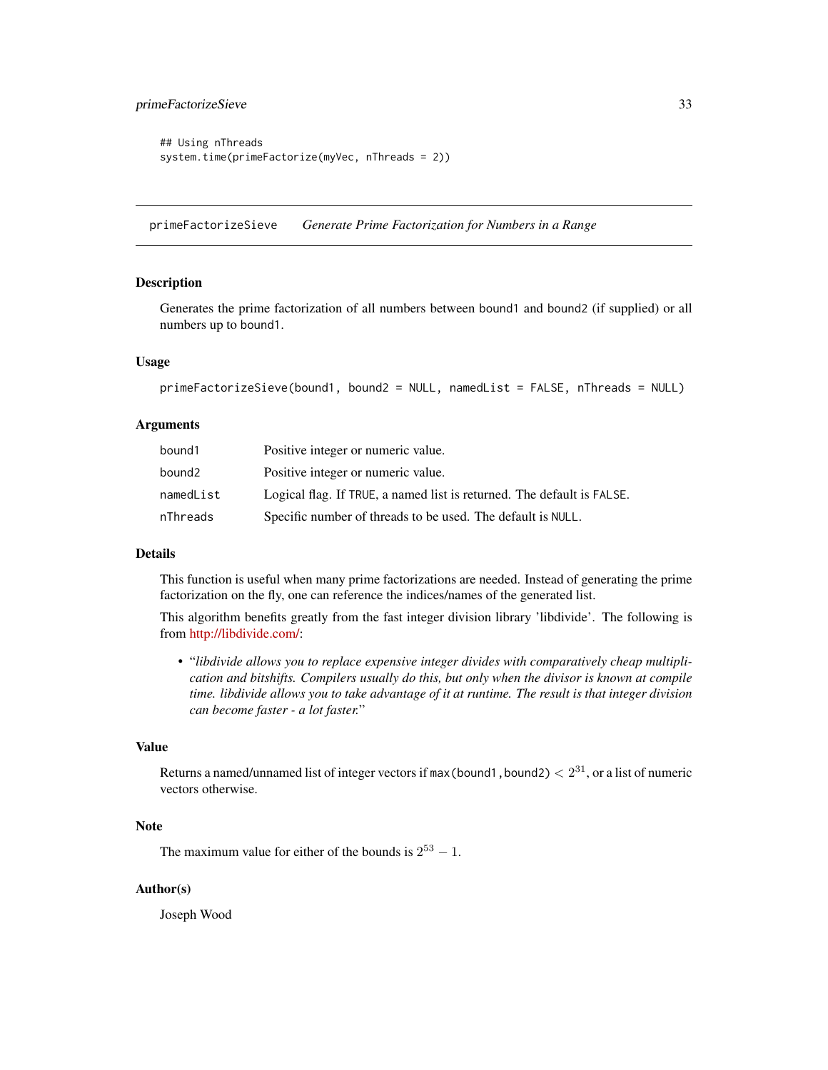```
## Using nThreads
system.time(primeFactorize(myVec, nThreads = 2))
```

---

## primeFactorizeSieve *Generate Prime Factorization for Numbers in a Range*

### Description

Generates the prime factorization of all numbers between `bound1` and `bound2` (if supplied) or all numbers up to `bound1`.

### Usage

```
primeFactorizeSieve(bound1, bound2 = NULL, namedList = FALSE, nThreads = NULL)
```

### Arguments

| | |
|---|---|
| `bound1` | Positive integer or numeric value. |
| `bound2` | Positive integer or numeric value. |
| `namedList` | Logical flag. If `TRUE`, a named list is returned. The default is `FALSE`. |
| `nThreads` | Specific number of threads to be used. The default is `NULL`. |

### Details

This function is useful when many prime factorizations are needed. Instead of generating the prime factorization on the fly, one can reference the indices/names of the generated list.

This algorithm benefits greatly from the fast integer division library 'libdivide'. The following is from http://libdivide.com/:

- "*libdivide allows you to replace expensive integer divides with comparatively cheap multiplication and bitshifts. Compilers usually do this, but only when the divisor is known at compile time. libdivide allows you to take advantage of it at runtime. The result is that integer division can become faster - a lot faster.*"

### Value

Returns a named/unnamed list of integer vectors if `max(bound1,bound2)` $< 2^{31}$, or a list of numeric vectors otherwise.

### Note

The maximum value for either of the bounds is $2^{53} - 1$.

### Author(s)

Joseph Wood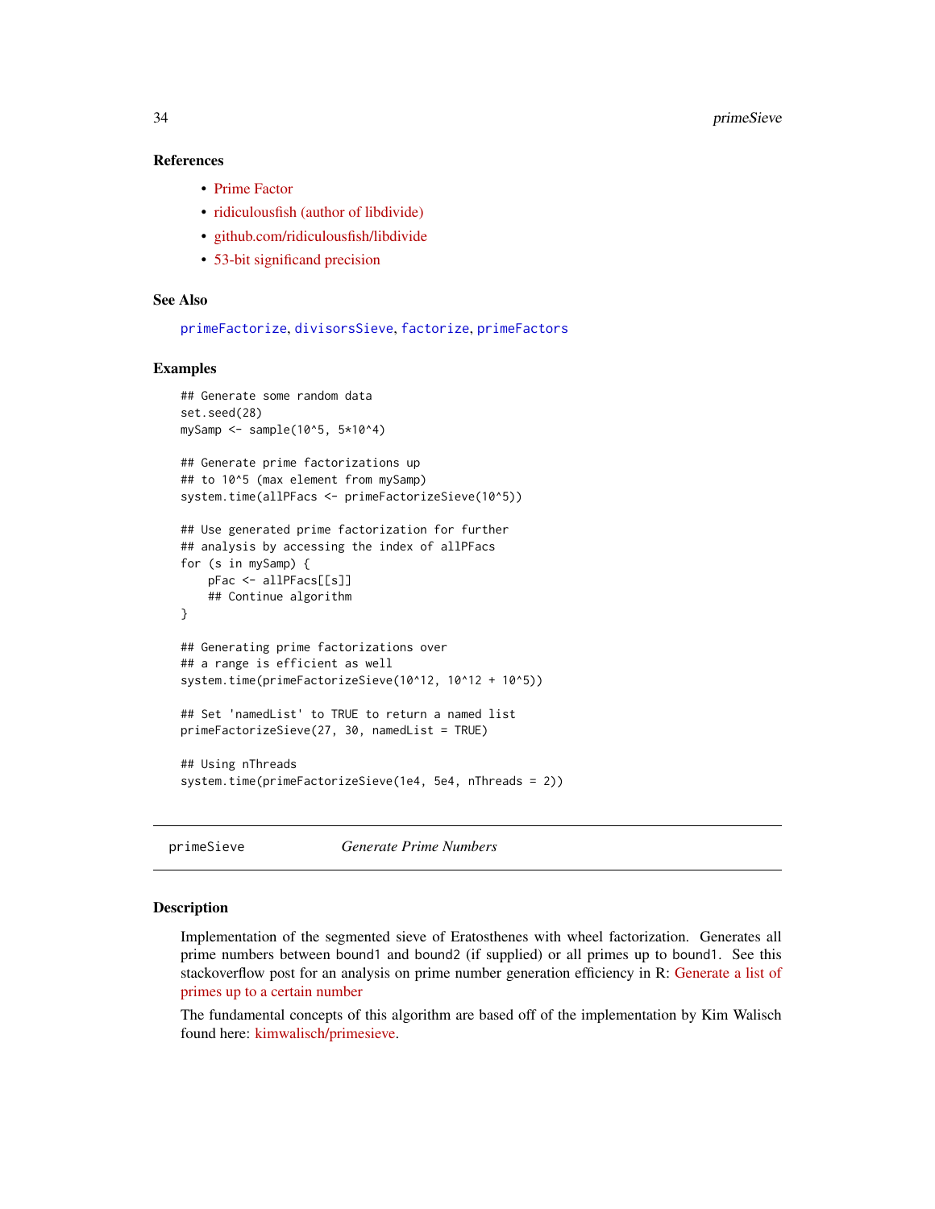### References

- Prime Factor
- ridiculousfish (author of libdivide)
- github.com/ridiculousfish/libdivide
- 53-bit significand precision

### See Also

primeFactorize, divisorsSieve, factorize, primeFactors

### Examples

```
## Generate some random data
set.seed(28)
mySamp <- sample(10^5, 5*10^4)

## Generate prime factorizations up
## to 10^5 (max element from mySamp)
system.time(allPFacs <- primeFactorizeSieve(10^5))

## Use generated prime factorization for further
## analysis by accessing the index of allPFacs
for (s in mySamp) {
    pFac <- allPFacs[[s]]
    ## Continue algorithm
}

## Generating prime factorizations over
## a range is efficient as well
system.time(primeFactorizeSieve(10^12, 10^12 + 10^5))

## Set 'namedList' to TRUE to return a named list
primeFactorizeSieve(27, 30, namedList = TRUE)

## Using nThreads
system.time(primeFactorizeSieve(1e4, 5e4, nThreads = 2))
```

---

## primeSieve *Generate Prime Numbers*

### Description

Implementation of the segmented sieve of Eratosthenes with wheel factorization. Generates all prime numbers between bound1 and bound2 (if supplied) or all primes up to bound1. See this stackoverflow post for an analysis on prime number generation efficiency in R: Generate a list of primes up to a certain number

The fundamental concepts of this algorithm are based off of the implementation by Kim Walisch found here: kimwalisch/primesieve.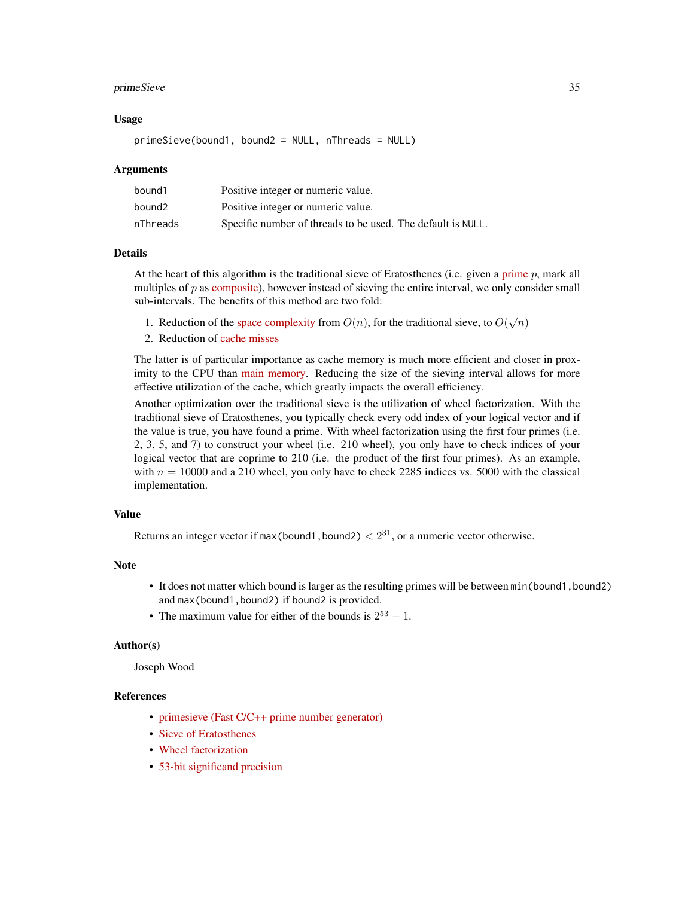### Usage

```
primeSieve(bound1, bound2 = NULL, nThreads = NULL)
```

### Arguments

| | |
|---|---|
| bound1 | Positive integer or numeric value. |
| bound2 | Positive integer or numeric value. |
| nThreads | Specific number of threads to be used. The default is NULL. |

### Details

At the heart of this algorithm is the traditional sieve of Eratosthenes (i.e. given a prime $p$, mark all multiples of $p$ as composite), however instead of sieving the entire interval, we only consider small sub-intervals. The benefits of this method are two fold:

1. Reduction of the space complexity from $O(n)$, for the traditional sieve, to $O(\sqrt{n})$
2. Reduction of cache misses

The latter is of particular importance as cache memory is much more efficient and closer in proximity to the CPU than main memory. Reducing the size of the sieving interval allows for more effective utilization of the cache, which greatly impacts the overall efficiency.

Another optimization over the traditional sieve is the utilization of wheel factorization. With the traditional sieve of Eratosthenes, you typically check every odd index of your logical vector and if the value is true, you have found a prime. With wheel factorization using the first four primes (i.e. 2, 3, 5, and 7) to construct your wheel (i.e. 210 wheel), you only have to check indices of your logical vector that are coprime to 210 (i.e. the product of the first four primes). As an example, with $n = 10000$ and a 210 wheel, you only have to check 2285 indices vs. 5000 with the classical implementation.

### Value

Returns an integer vector if `max(bound1,bound2)` $< 2^{31}$, or a numeric vector otherwise.

### Note

- It does not matter which bound is larger as the resulting primes will be between `min(bound1,bound2)` and `max(bound1,bound2)` if `bound2` is provided.
- The maximum value for either of the bounds is $2^{53} - 1$.

### Author(s)

Joseph Wood

### References

- primesieve (Fast C/C++ prime number generator)
- Sieve of Eratosthenes
- Wheel factorization
- 53-bit significand precision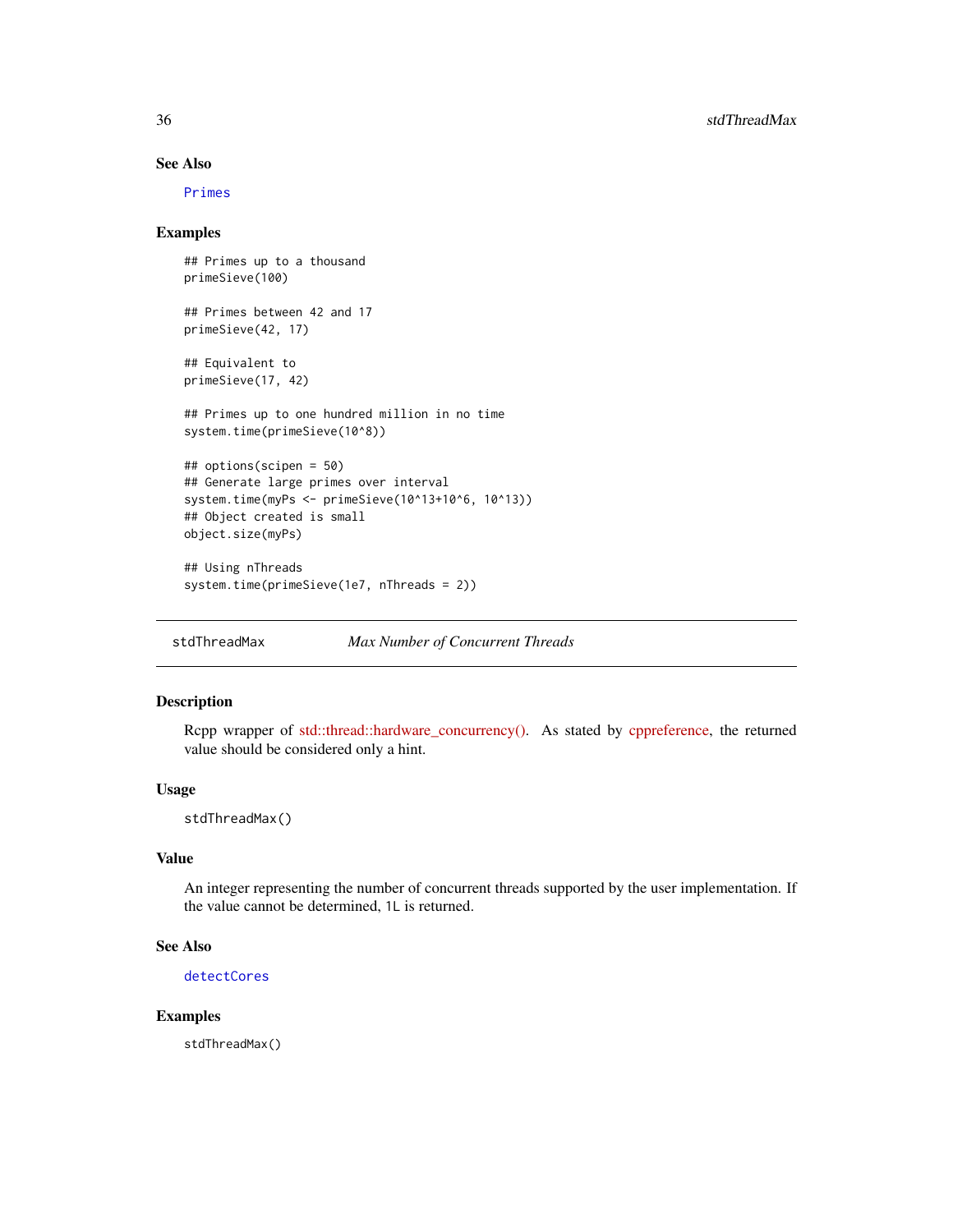### See Also

Primes

### Examples

```
## Primes up to a thousand
primeSieve(100)

## Primes between 42 and 17
primeSieve(42, 17)

## Equivalent to
primeSieve(17, 42)

## Primes up to one hundred million in no time
system.time(primeSieve(10^8))

## options(scipen = 50)
## Generate large primes over interval
system.time(myPs <- primeSieve(10^13+10^6, 10^13))
## Object created is small
object.size(myPs)

## Using nThreads
system.time(primeSieve(1e7, nThreads = 2))
```

---

## stdThreadMax *Max Number of Concurrent Threads*

---

### Description

Rcpp wrapper of std::thread::hardware_concurrency(). As stated by cppreference, the returned value should be considered only a hint.

### Usage

```
stdThreadMax()
```

### Value

An integer representing the number of concurrent threads supported by the user implementation. If the value cannot be determined, `1L` is returned.

### See Also

detectCores

### Examples

```
stdThreadMax()
```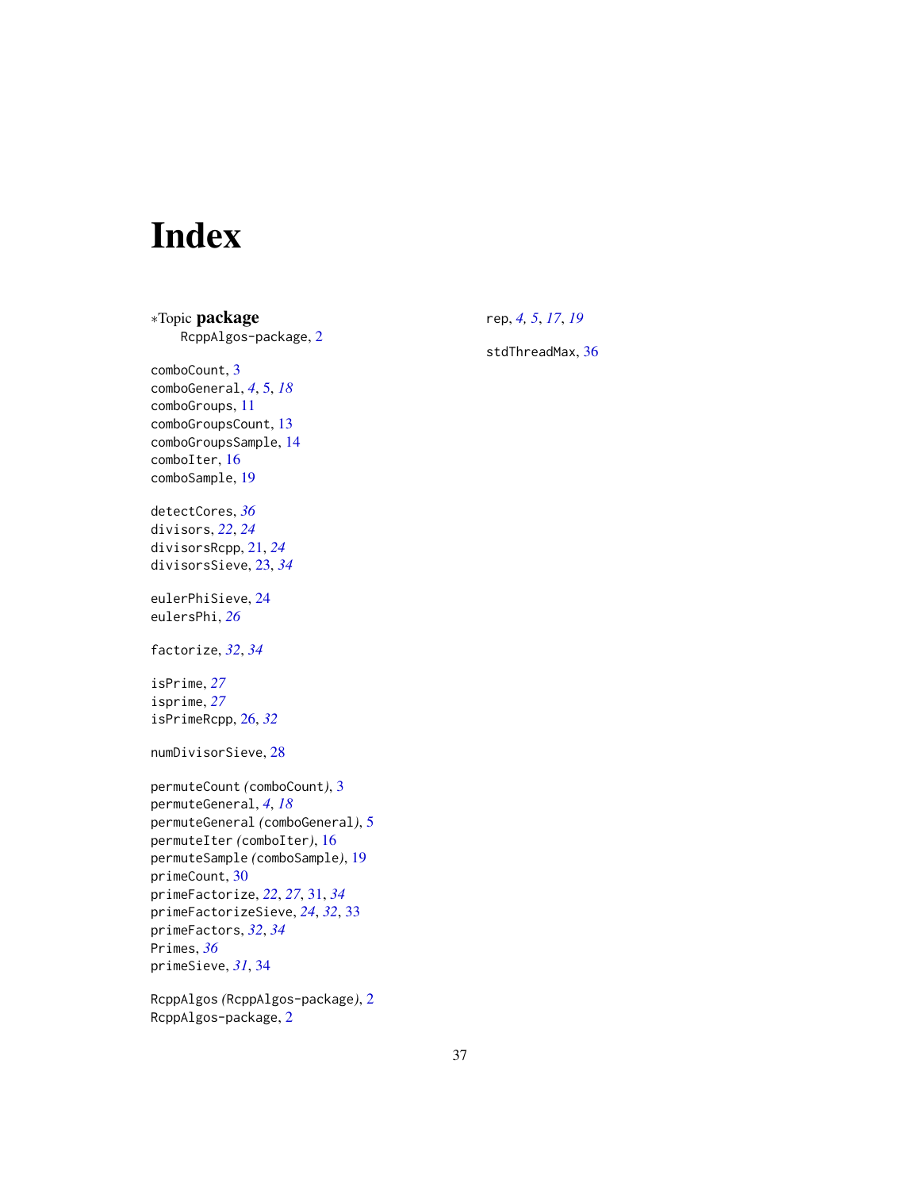# Index

*Topic **package**
- RcppAlgos-package, 2

comboCount, 3
comboGeneral, *4*, 5, *18*
comboGroups, 11
comboGroupsCount, 13
comboGroupsSample, 14
comboIter, 16
comboSample, 19

detectCores, *36*
divisors, *22*, *24*
divisorsRcpp, 21, *24*
divisorsSieve, 23, *34*

eulerPhiSieve, 24
eulersPhi, *26*

factorize, *32*, *34*

isPrime, *27*
isprime, *27*
isPrimeRcpp, 26, *32*

numDivisorSieve, 28

permuteCount *(*comboCount*)*, 3
permuteGeneral, *4*, *18*
permuteGeneral *(*comboGeneral*)*, 5
permuteIter *(*comboIter*)*, 16
permuteSample *(*comboSample*)*, 19
primeCount, 30
primeFactorize, *22*, *27*, 31, *34*
primeFactorizeSieve, *24*, *32*, 33
primeFactors, *32*, *34*
Primes, *36*
primeSieve, *31*, 34

RcppAlgos *(*RcppAlgos-package*)*, 2
RcppAlgos-package, 2

rep, *4*, *5*, *17*, *19*

stdThreadMax, 36